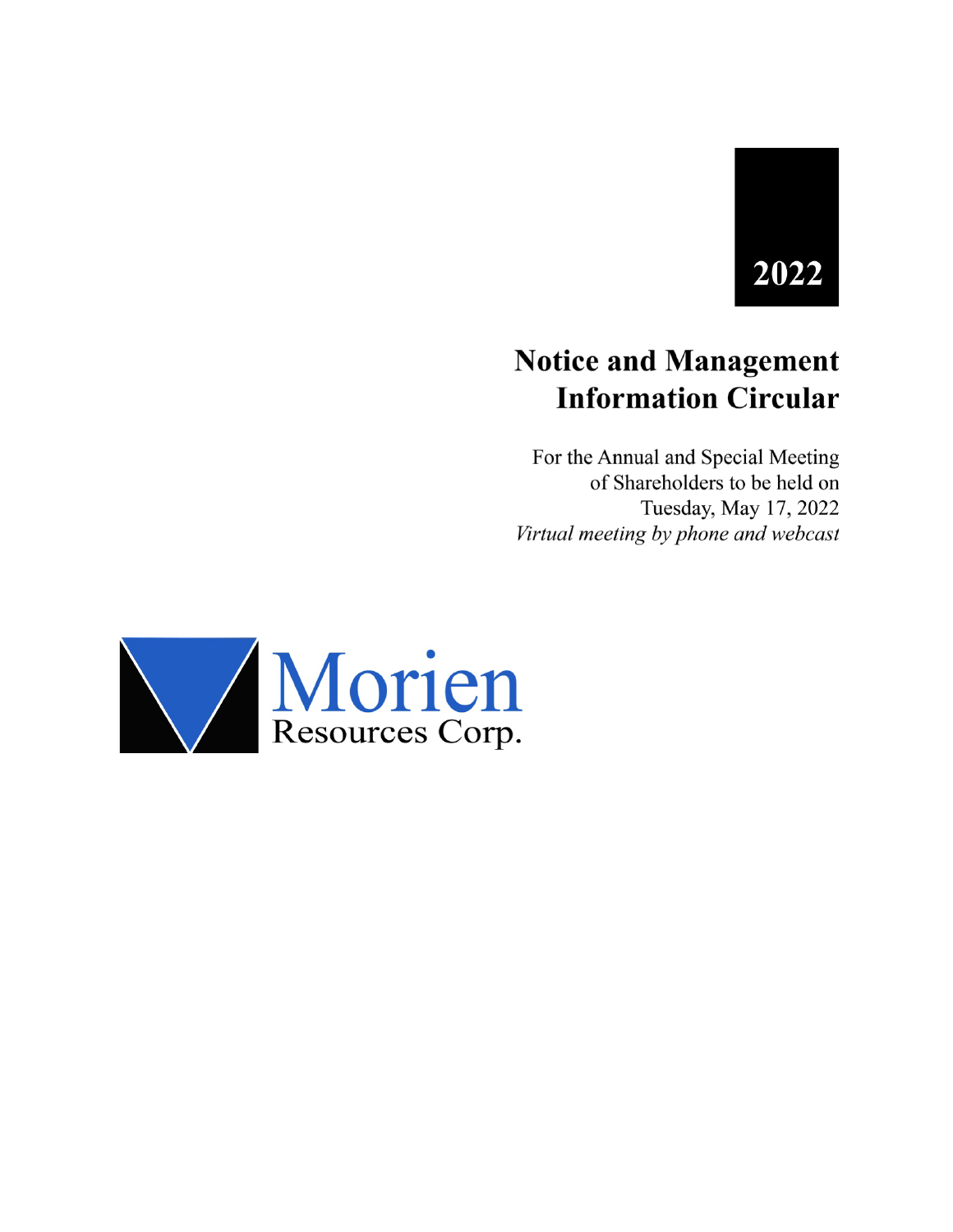**2022**

# Notice and Management Information Circular

For the Annual and Special Meeting
of Shareholders to be held on
Tuesday, May 17, 2022
*Virtual meeting by phone and webcast*

Morien
Resources Corp.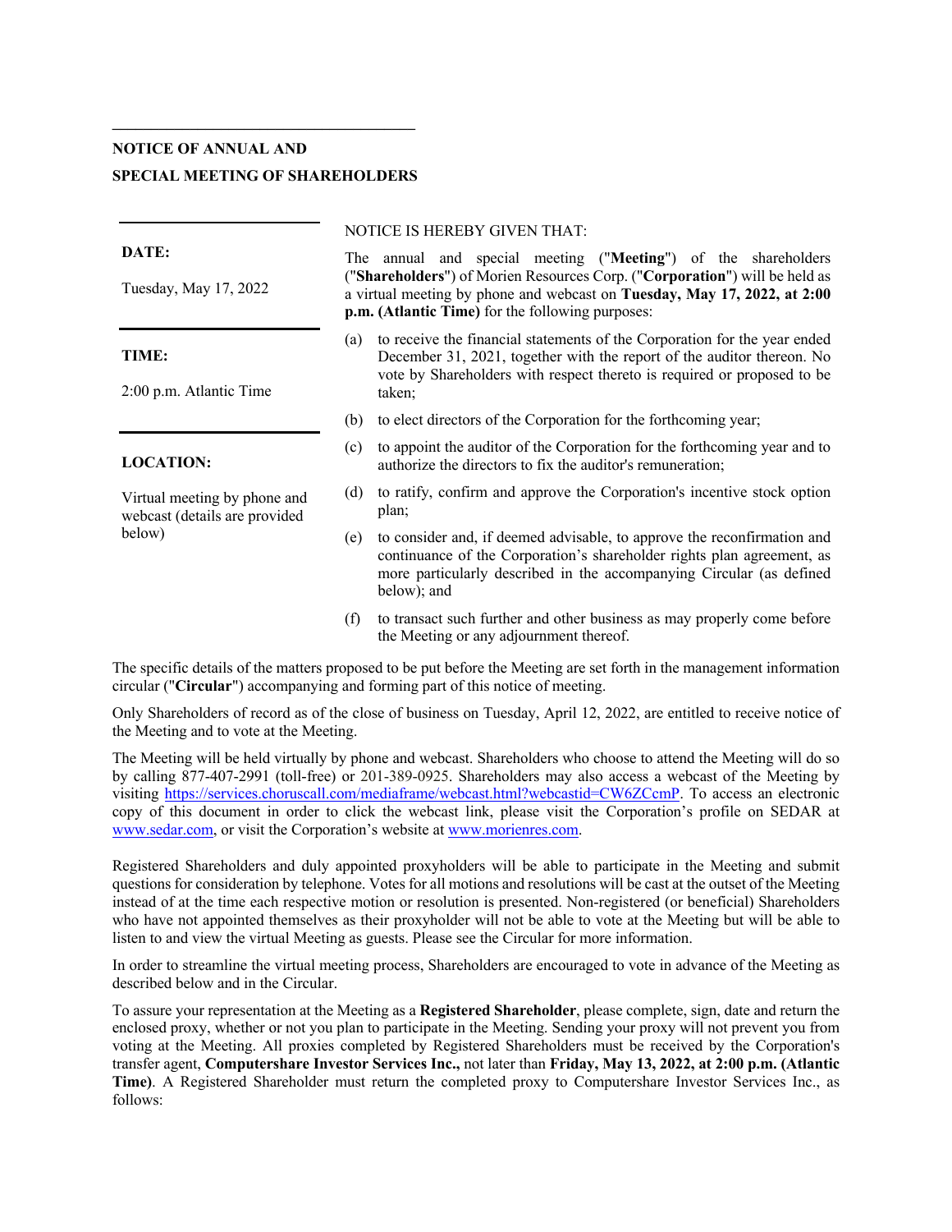## NOTICE OF ANNUAL AND SPECIAL MEETING OF SHAREHOLDERS

**DATE:**

Tuesday, May 17, 2022

**TIME:**

2:00 p.m. Atlantic Time

**LOCATION:**

Virtual meeting by phone and webcast (details are provided below)

NOTICE IS HEREBY GIVEN THAT:

The annual and special meeting ("**Meeting**") of the shareholders ("**Shareholders**") of Morien Resources Corp. ("**Corporation**") will be held as a virtual meeting by phone and webcast on **Tuesday, May 17, 2022, at 2:00 p.m. (Atlantic Time)** for the following purposes:

(a) to receive the financial statements of the Corporation for the year ended December 31, 2021, together with the report of the auditor thereon. No vote by Shareholders with respect thereto is required or proposed to be taken;

(b) to elect directors of the Corporation for the forthcoming year;

(c) to appoint the auditor of the Corporation for the forthcoming year and to authorize the directors to fix the auditor's remuneration;

(d) to ratify, confirm and approve the Corporation's incentive stock option plan;

(e) to consider and, if deemed advisable, to approve the reconfirmation and continuance of the Corporation's shareholder rights plan agreement, as more particularly described in the accompanying Circular (as defined below); and

(f) to transact such further and other business as may properly come before the Meeting or any adjournment thereof.

The specific details of the matters proposed to be put before the Meeting are set forth in the management information circular ("**Circular**") accompanying and forming part of this notice of meeting.

Only Shareholders of record as of the close of business on Tuesday, April 12, 2022, are entitled to receive notice of the Meeting and to vote at the Meeting.

The Meeting will be held virtually by phone and webcast. Shareholders who choose to attend the Meeting will do so by calling 877-407-2991 (toll-free) or 201-389-0925. Shareholders may also access a webcast of the Meeting by visiting https://services.choruscall.com/mediaframe/webcast.html?webcastid=CW6ZCcmP. To access an electronic copy of this document in order to click the webcast link, please visit the Corporation's profile on SEDAR at www.sedar.com, or visit the Corporation's website at www.morienres.com.

Registered Shareholders and duly appointed proxyholders will be able to participate in the Meeting and submit questions for consideration by telephone. Votes for all motions and resolutions will be cast at the outset of the Meeting instead of at the time each respective motion or resolution is presented. Non-registered (or beneficial) Shareholders who have not appointed themselves as their proxyholder will not be able to vote at the Meeting but will be able to listen to and view the virtual Meeting as guests. Please see the Circular for more information.

In order to streamline the virtual meeting process, Shareholders are encouraged to vote in advance of the Meeting as described below and in the Circular.

To assure your representation at the Meeting as a **Registered Shareholder**, please complete, sign, date and return the enclosed proxy, whether or not you plan to participate in the Meeting. Sending your proxy will not prevent you from voting at the Meeting. All proxies completed by Registered Shareholders must be received by the Corporation's transfer agent, **Computershare Investor Services Inc.,** not later than **Friday, May 13, 2022, at 2:00 p.m. (Atlantic Time)**. A Registered Shareholder must return the completed proxy to Computershare Investor Services Inc., as follows: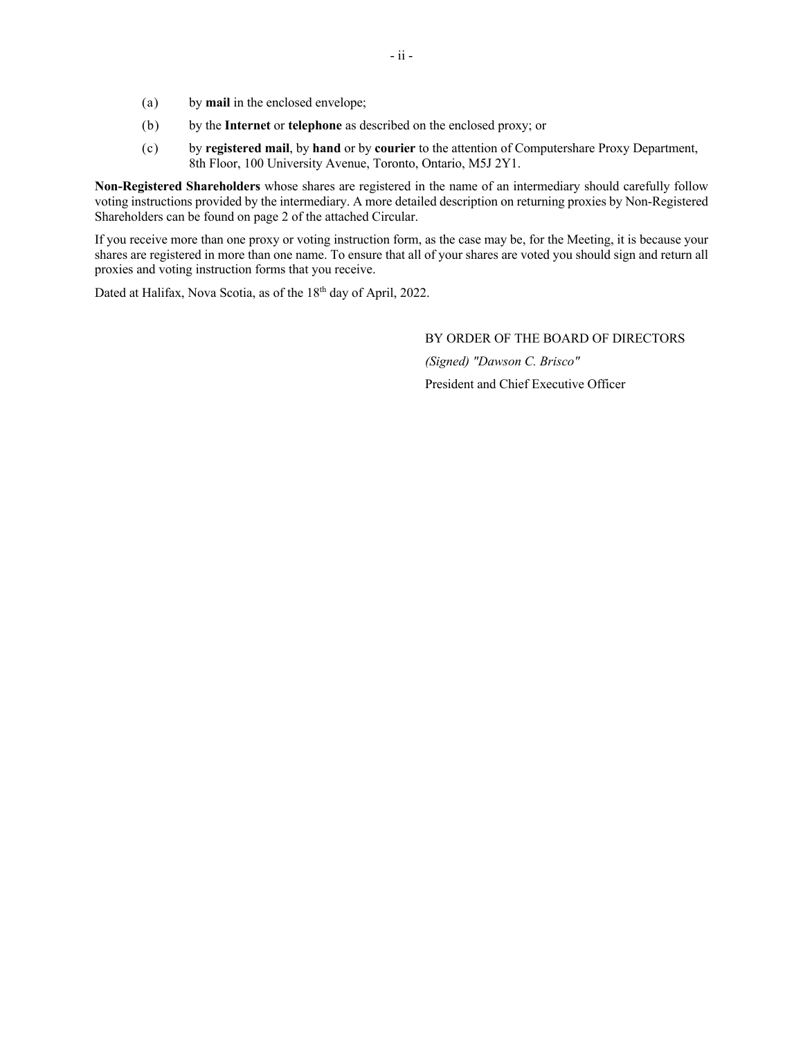(a) by **mail** in the enclosed envelope;

(b) by the **Internet** or **telephone** as described on the enclosed proxy; or

(c) by **registered mail**, by **hand** or by **courier** to the attention of Computershare Proxy Department, 8th Floor, 100 University Avenue, Toronto, Ontario, M5J 2Y1.

**Non-Registered Shareholders** whose shares are registered in the name of an intermediary should carefully follow voting instructions provided by the intermediary. A more detailed description on returning proxies by Non-Registered Shareholders can be found on page 2 of the attached Circular.

If you receive more than one proxy or voting instruction form, as the case may be, for the Meeting, it is because your shares are registered in more than one name. To ensure that all of your shares are voted you should sign and return all proxies and voting instruction forms that you receive.

Dated at Halifax, Nova Scotia, as of the 18th day of April, 2022.

BY ORDER OF THE BOARD OF DIRECTORS

*(Signed) "Dawson C. Brisco"*

President and Chief Executive Officer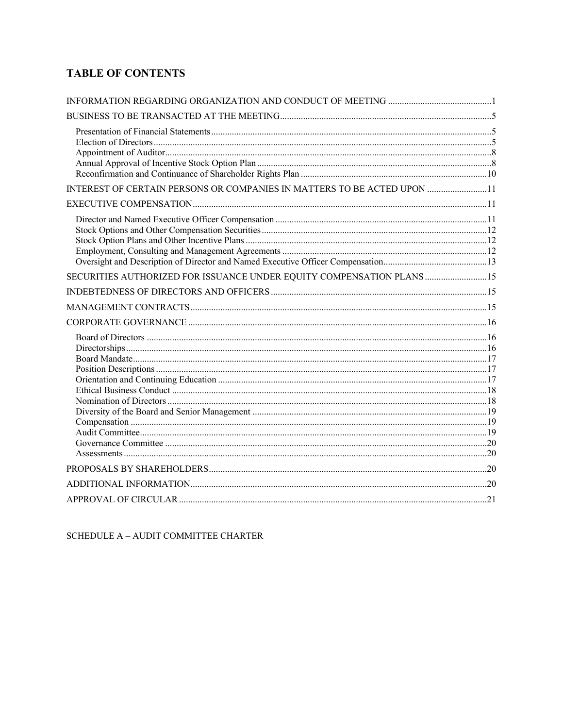## TABLE OF CONTENTS

| | |
|---|---|
| INFORMATION REGARDING ORGANIZATION AND CONDUCT OF MEETING | 1 |
| BUSINESS TO BE TRANSACTED AT THE MEETING | 5 |
| Presentation of Financial Statements | 5 |
| Election of Directors | 5 |
| Appointment of Auditor | 8 |
| Annual Approval of Incentive Stock Option Plan | 8 |
| Reconfirmation and Continuance of Shareholder Rights Plan | 10 |
| INTEREST OF CERTAIN PERSONS OR COMPANIES IN MATTERS TO BE ACTED UPON | 11 |
| EXECUTIVE COMPENSATION | 11 |
| Director and Named Executive Officer Compensation | 11 |
| Stock Options and Other Compensation Securities | 12 |
| Stock Option Plans and Other Incentive Plans | 12 |
| Employment, Consulting and Management Agreements | 12 |
| Oversight and Description of Director and Named Executive Officer Compensation | 13 |
| SECURITIES AUTHORIZED FOR ISSUANCE UNDER EQUITY COMPENSATION PLANS | 15 |
| INDEBTEDNESS OF DIRECTORS AND OFFICERS | 15 |
| MANAGEMENT CONTRACTS | 15 |
| CORPORATE GOVERNANCE | 16 |
| Board of Directors | 16 |
| Directorships | 16 |
| Board Mandate | 17 |
| Position Descriptions | 17 |
| Orientation and Continuing Education | 17 |
| Ethical Business Conduct | 18 |
| Nomination of Directors | 18 |
| Diversity of the Board and Senior Management | 19 |
| Compensation | 19 |
| Audit Committee | 19 |
| Governance Committee | 20 |
| Assessments | 20 |
| PROPOSALS BY SHAREHOLDERS | 20 |
| ADDITIONAL INFORMATION | 20 |
| APPROVAL OF CIRCULAR | 21 |

SCHEDULE A – AUDIT COMMITTEE CHARTER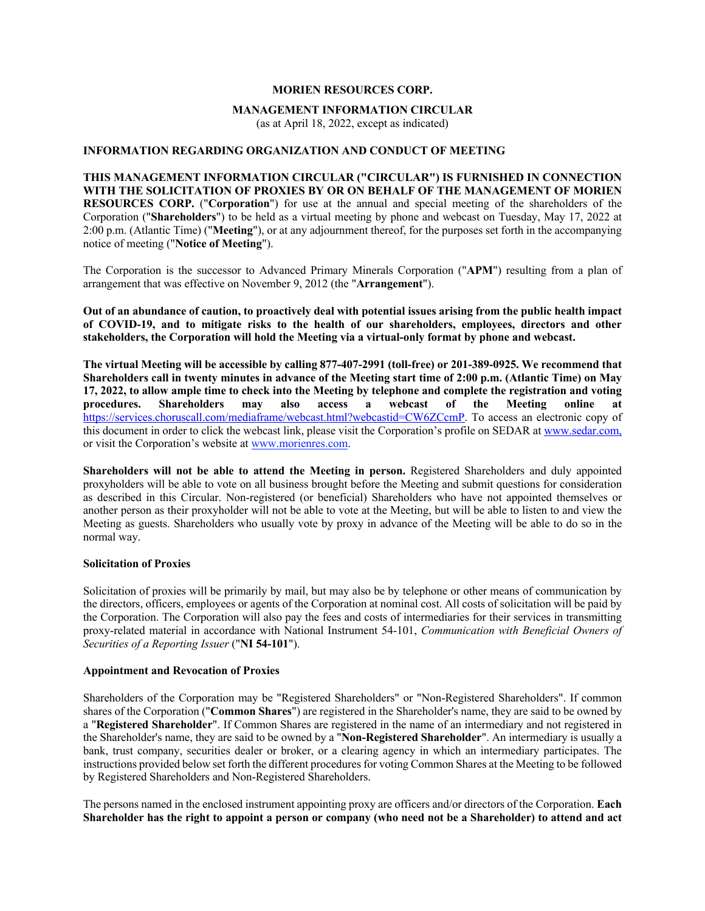**MORIEN RESOURCES CORP.**

**MANAGEMENT INFORMATION CIRCULAR**

(as at April 18, 2022, except as indicated)

## INFORMATION REGARDING ORGANIZATION AND CONDUCT OF MEETING

**THIS MANAGEMENT INFORMATION CIRCULAR ("CIRCULAR") IS FURNISHED IN CONNECTION WITH THE SOLICITATION OF PROXIES BY OR ON BEHALF OF THE MANAGEMENT OF MORIEN RESOURCES CORP.** ("**Corporation**") for use at the annual and special meeting of the shareholders of the Corporation ("**Shareholders**") to be held as a virtual meeting by phone and webcast on Tuesday, May 17, 2022 at 2:00 p.m. (Atlantic Time) ("**Meeting**"), or at any adjournment thereof, for the purposes set forth in the accompanying notice of meeting ("**Notice of Meeting**").

The Corporation is the successor to Advanced Primary Minerals Corporation ("**APM**") resulting from a plan of arrangement that was effective on November 9, 2012 (the "**Arrangement**").

**Out of an abundance of caution, to proactively deal with potential issues arising from the public health impact of COVID-19, and to mitigate risks to the health of our shareholders, employees, directors and other stakeholders, the Corporation will hold the Meeting via a virtual-only format by phone and webcast.**

**The virtual Meeting will be accessible by calling 877-407-2991 (toll-free) or 201-389-0925. We recommend that Shareholders call in twenty minutes in advance of the Meeting start time of 2:00 p.m. (Atlantic Time) on May 17, 2022, to allow ample time to check into the Meeting by telephone and complete the registration and voting procedures. Shareholders may also access a webcast of the Meeting online at** https://services.choruscall.com/mediaframe/webcast.html?webcastid=CW6ZCcmP. To access an electronic copy of this document in order to click the webcast link, please visit the Corporation's profile on SEDAR at www.sedar.com, or visit the Corporation's website at www.morienres.com.

**Shareholders will not be able to attend the Meeting in person.** Registered Shareholders and duly appointed proxyholders will be able to vote on all business brought before the Meeting and submit questions for consideration as described in this Circular. Non-registered (or beneficial) Shareholders who have not appointed themselves or another person as their proxyholder will not be able to vote at the Meeting, but will be able to listen to and view the Meeting as guests. Shareholders who usually vote by proxy in advance of the Meeting will be able to do so in the normal way.

### Solicitation of Proxies

Solicitation of proxies will be primarily by mail, but may also be by telephone or other means of communication by the directors, officers, employees or agents of the Corporation at nominal cost. All costs of solicitation will be paid by the Corporation. The Corporation will also pay the fees and costs of intermediaries for their services in transmitting proxy-related material in accordance with National Instrument 54-101, *Communication with Beneficial Owners of Securities of a Reporting Issuer* ("**NI 54-101**").

### Appointment and Revocation of Proxies

Shareholders of the Corporation may be "Registered Shareholders" or "Non-Registered Shareholders". If common shares of the Corporation ("**Common Shares**") are registered in the Shareholder's name, they are said to be owned by a "**Registered Shareholder**". If Common Shares are registered in the name of an intermediary and not registered in the Shareholder's name, they are said to be owned by a "**Non-Registered Shareholder**". An intermediary is usually a bank, trust company, securities dealer or broker, or a clearing agency in which an intermediary participates. The instructions provided below set forth the different procedures for voting Common Shares at the Meeting to be followed by Registered Shareholders and Non-Registered Shareholders.

The persons named in the enclosed instrument appointing proxy are officers and/or directors of the Corporation. **Each Shareholder has the right to appoint a person or company (who need not be a Shareholder) to attend and act**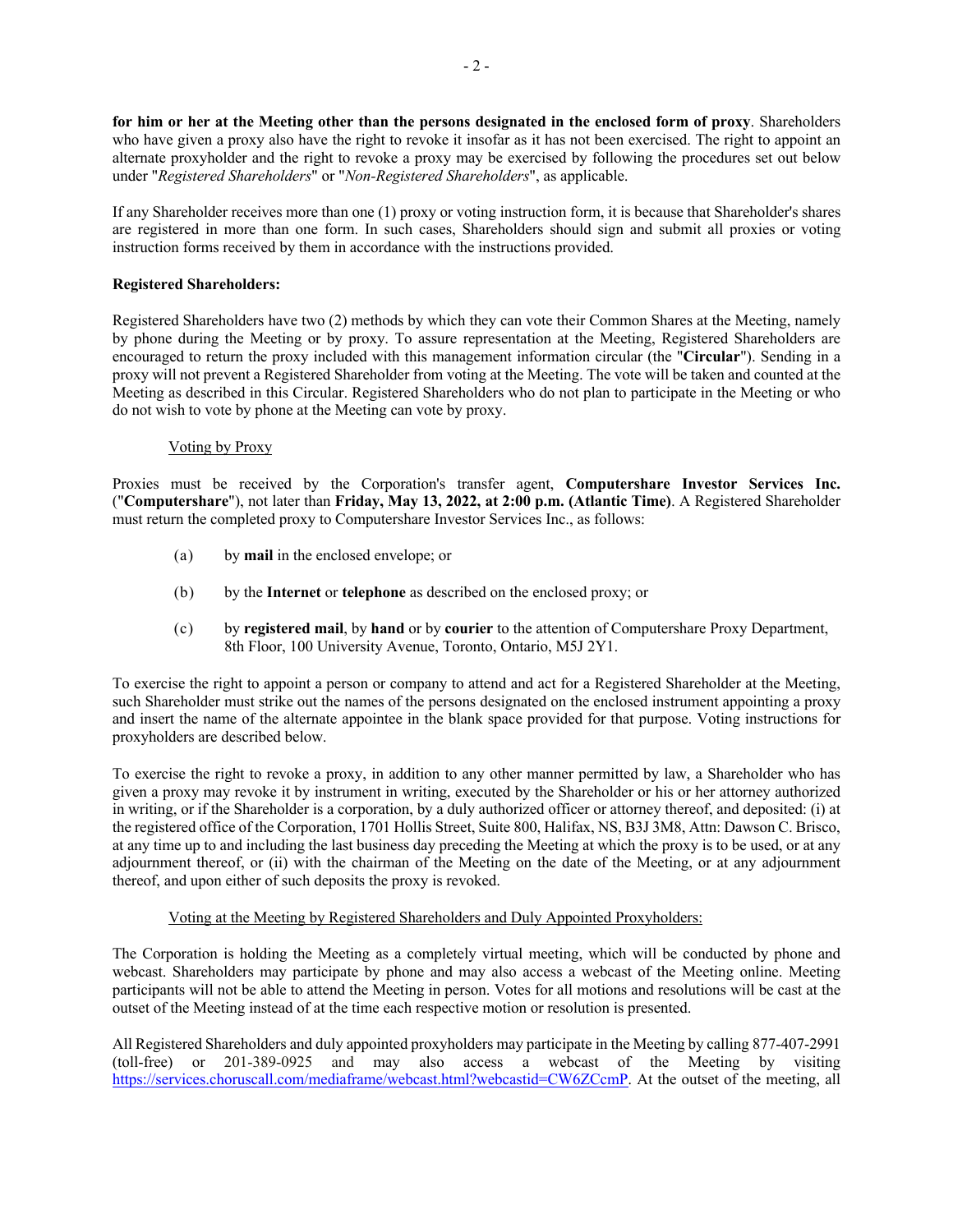**for him or her at the Meeting other than the persons designated in the enclosed form of proxy**. Shareholders who have given a proxy also have the right to revoke it insofar as it has not been exercised. The right to appoint an alternate proxyholder and the right to revoke a proxy may be exercised by following the procedures set out below under "*Registered Shareholders*" or "*Non-Registered Shareholders*", as applicable.

If any Shareholder receives more than one (1) proxy or voting instruction form, it is because that Shareholder's shares are registered in more than one form. In such cases, Shareholders should sign and submit all proxies or voting instruction forms received by them in accordance with the instructions provided.

**Registered Shareholders:**

Registered Shareholders have two (2) methods by which they can vote their Common Shares at the Meeting, namely by phone during the Meeting or by proxy. To assure representation at the Meeting, Registered Shareholders are encouraged to return the proxy included with this management information circular (the "**Circular**"). Sending in a proxy will not prevent a Registered Shareholder from voting at the Meeting. The vote will be taken and counted at the Meeting as described in this Circular. Registered Shareholders who do not plan to participate in the Meeting or who do not wish to vote by phone at the Meeting can vote by proxy.

Voting by Proxy

Proxies must be received by the Corporation's transfer agent, **Computershare Investor Services Inc.** ("**Computershare**"), not later than **Friday, May 13, 2022, at 2:00 p.m. (Atlantic Time)**. A Registered Shareholder must return the completed proxy to Computershare Investor Services Inc., as follows:

(a) by **mail** in the enclosed envelope; or

(b) by the **Internet** or **telephone** as described on the enclosed proxy; or

(c) by **registered mail**, by **hand** or by **courier** to the attention of Computershare Proxy Department, 8th Floor, 100 University Avenue, Toronto, Ontario, M5J 2Y1.

To exercise the right to appoint a person or company to attend and act for a Registered Shareholder at the Meeting, such Shareholder must strike out the names of the persons designated on the enclosed instrument appointing a proxy and insert the name of the alternate appointee in the blank space provided for that purpose. Voting instructions for proxyholders are described below.

To exercise the right to revoke a proxy, in addition to any other manner permitted by law, a Shareholder who has given a proxy may revoke it by instrument in writing, executed by the Shareholder or his or her attorney authorized in writing, or if the Shareholder is a corporation, by a duly authorized officer or attorney thereof, and deposited: (i) at the registered office of the Corporation, 1701 Hollis Street, Suite 800, Halifax, NS, B3J 3M8, Attn: Dawson C. Brisco, at any time up to and including the last business day preceding the Meeting at which the proxy is to be used, or at any adjournment thereof, or (ii) with the chairman of the Meeting on the date of the Meeting, or at any adjournment thereof, and upon either of such deposits the proxy is revoked.

Voting at the Meeting by Registered Shareholders and Duly Appointed Proxyholders:

The Corporation is holding the Meeting as a completely virtual meeting, which will be conducted by phone and webcast. Shareholders may participate by phone and may also access a webcast of the Meeting online. Meeting participants will not be able to attend the Meeting in person. Votes for all motions and resolutions will be cast at the outset of the Meeting instead of at the time each respective motion or resolution is presented.

All Registered Shareholders and duly appointed proxyholders may participate in the Meeting by calling 877-407-2991 (toll-free) or 201-389-0925 and may also access a webcast of the Meeting by visiting https://services.choruscall.com/mediaframe/webcast.html?webcastid=CW6ZCcmP. At the outset of the meeting, all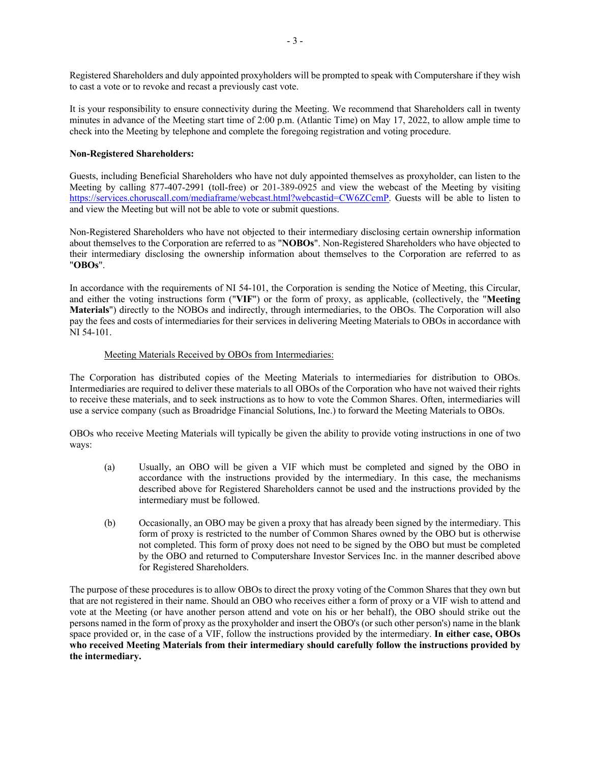Registered Shareholders and duly appointed proxyholders will be prompted to speak with Computershare if they wish to cast a vote or to revoke and recast a previously cast vote.

It is your responsibility to ensure connectivity during the Meeting. We recommend that Shareholders call in twenty minutes in advance of the Meeting start time of 2:00 p.m. (Atlantic Time) on May 17, 2022, to allow ample time to check into the Meeting by telephone and complete the foregoing registration and voting procedure.

**Non-Registered Shareholders:**

Guests, including Beneficial Shareholders who have not duly appointed themselves as proxyholder, can listen to the Meeting by calling 877-407-2991 (toll-free) or 201-389-0925 and view the webcast of the Meeting by visiting [https://services.choruscall.com/mediaframe/webcast.html?webcastid=CW6ZCcmP](https://services.choruscall.com/mediaframe/webcast.html?webcastid=CW6ZCcmP). Guests will be able to listen to and view the Meeting but will not be able to vote or submit questions.

Non-Registered Shareholders who have not objected to their intermediary disclosing certain ownership information about themselves to the Corporation are referred to as "**NOBOs**". Non-Registered Shareholders who have objected to their intermediary disclosing the ownership information about themselves to the Corporation are referred to as "**OBOs**".

In accordance with the requirements of NI 54-101, the Corporation is sending the Notice of Meeting, this Circular, and either the voting instructions form ("**VIF**") or the form of proxy, as applicable, (collectively, the "**Meeting Materials**") directly to the NOBOs and indirectly, through intermediaries, to the OBOs. The Corporation will also pay the fees and costs of intermediaries for their services in delivering Meeting Materials to OBOs in accordance with NI 54-101.

Meeting Materials Received by OBOs from Intermediaries:

The Corporation has distributed copies of the Meeting Materials to intermediaries for distribution to OBOs. Intermediaries are required to deliver these materials to all OBOs of the Corporation who have not waived their rights to receive these materials, and to seek instructions as to how to vote the Common Shares. Often, intermediaries will use a service company (such as Broadridge Financial Solutions, Inc.) to forward the Meeting Materials to OBOs.

OBOs who receive Meeting Materials will typically be given the ability to provide voting instructions in one of two ways:

(a) Usually, an OBO will be given a VIF which must be completed and signed by the OBO in accordance with the instructions provided by the intermediary. In this case, the mechanisms described above for Registered Shareholders cannot be used and the instructions provided by the intermediary must be followed.

(b) Occasionally, an OBO may be given a proxy that has already been signed by the intermediary. This form of proxy is restricted to the number of Common Shares owned by the OBO but is otherwise not completed. This form of proxy does not need to be signed by the OBO but must be completed by the OBO and returned to Computershare Investor Services Inc. in the manner described above for Registered Shareholders.

The purpose of these procedures is to allow OBOs to direct the proxy voting of the Common Shares that they own but that are not registered in their name. Should an OBO who receives either a form of proxy or a VIF wish to attend and vote at the Meeting (or have another person attend and vote on his or her behalf), the OBO should strike out the persons named in the form of proxy as the proxyholder and insert the OBO's (or such other person's) name in the blank space provided or, in the case of a VIF, follow the instructions provided by the intermediary. **In either case, OBOs who received Meeting Materials from their intermediary should carefully follow the instructions provided by the intermediary.**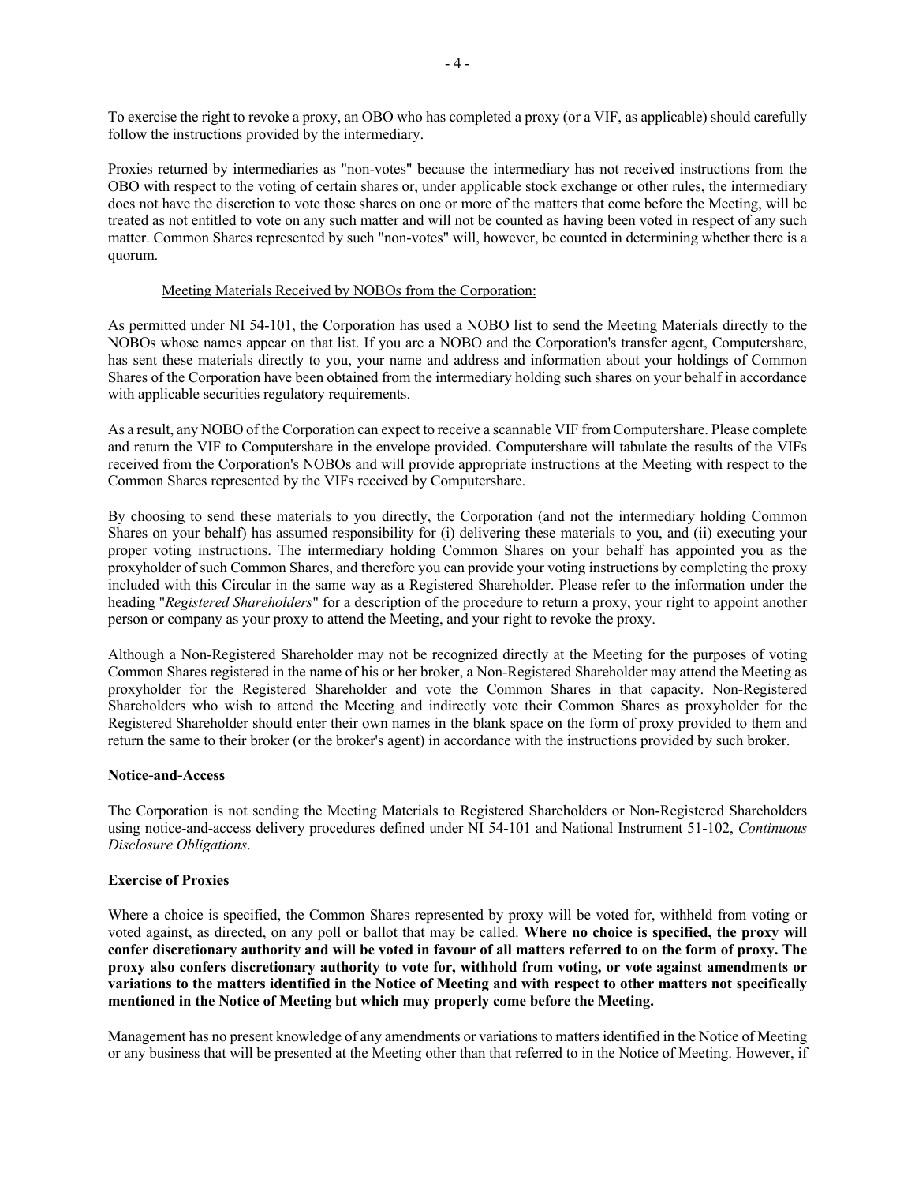To exercise the right to revoke a proxy, an OBO who has completed a proxy (or a VIF, as applicable) should carefully follow the instructions provided by the intermediary.

Proxies returned by intermediaries as "non-votes" because the intermediary has not received instructions from the OBO with respect to the voting of certain shares or, under applicable stock exchange or other rules, the intermediary does not have the discretion to vote those shares on one or more of the matters that come before the Meeting, will be treated as not entitled to vote on any such matter and will not be counted as having been voted in respect of any such matter. Common Shares represented by such "non-votes" will, however, be counted in determining whether there is a quorum.

Meeting Materials Received by NOBOs from the Corporation:

As permitted under NI 54-101, the Corporation has used a NOBO list to send the Meeting Materials directly to the NOBOs whose names appear on that list. If you are a NOBO and the Corporation's transfer agent, Computershare, has sent these materials directly to you, your name and address and information about your holdings of Common Shares of the Corporation have been obtained from the intermediary holding such shares on your behalf in accordance with applicable securities regulatory requirements.

As a result, any NOBO of the Corporation can expect to receive a scannable VIF from Computershare. Please complete and return the VIF to Computershare in the envelope provided. Computershare will tabulate the results of the VIFs received from the Corporation's NOBOs and will provide appropriate instructions at the Meeting with respect to the Common Shares represented by the VIFs received by Computershare.

By choosing to send these materials to you directly, the Corporation (and not the intermediary holding Common Shares on your behalf) has assumed responsibility for (i) delivering these materials to you, and (ii) executing your proper voting instructions. The intermediary holding Common Shares on your behalf has appointed you as the proxyholder of such Common Shares, and therefore you can provide your voting instructions by completing the proxy included with this Circular in the same way as a Registered Shareholder. Please refer to the information under the heading "*Registered Shareholders*" for a description of the procedure to return a proxy, your right to appoint another person or company as your proxy to attend the Meeting, and your right to revoke the proxy.

Although a Non-Registered Shareholder may not be recognized directly at the Meeting for the purposes of voting Common Shares registered in the name of his or her broker, a Non-Registered Shareholder may attend the Meeting as proxyholder for the Registered Shareholder and vote the Common Shares in that capacity. Non-Registered Shareholders who wish to attend the Meeting and indirectly vote their Common Shares as proxyholder for the Registered Shareholder should enter their own names in the blank space on the form of proxy provided to them and return the same to their broker (or the broker's agent) in accordance with the instructions provided by such broker.

**Notice-and-Access**

The Corporation is not sending the Meeting Materials to Registered Shareholders or Non-Registered Shareholders using notice-and-access delivery procedures defined under NI 54-101 and National Instrument 51-102, *Continuous Disclosure Obligations*.

**Exercise of Proxies**

Where a choice is specified, the Common Shares represented by proxy will be voted for, withheld from voting or voted against, as directed, on any poll or ballot that may be called. **Where no choice is specified, the proxy will confer discretionary authority and will be voted in favour of all matters referred to on the form of proxy. The proxy also confers discretionary authority to vote for, withhold from voting, or vote against amendments or variations to the matters identified in the Notice of Meeting and with respect to other matters not specifically mentioned in the Notice of Meeting but which may properly come before the Meeting.**

Management has no present knowledge of any amendments or variations to matters identified in the Notice of Meeting or any business that will be presented at the Meeting other than that referred to in the Notice of Meeting. However, if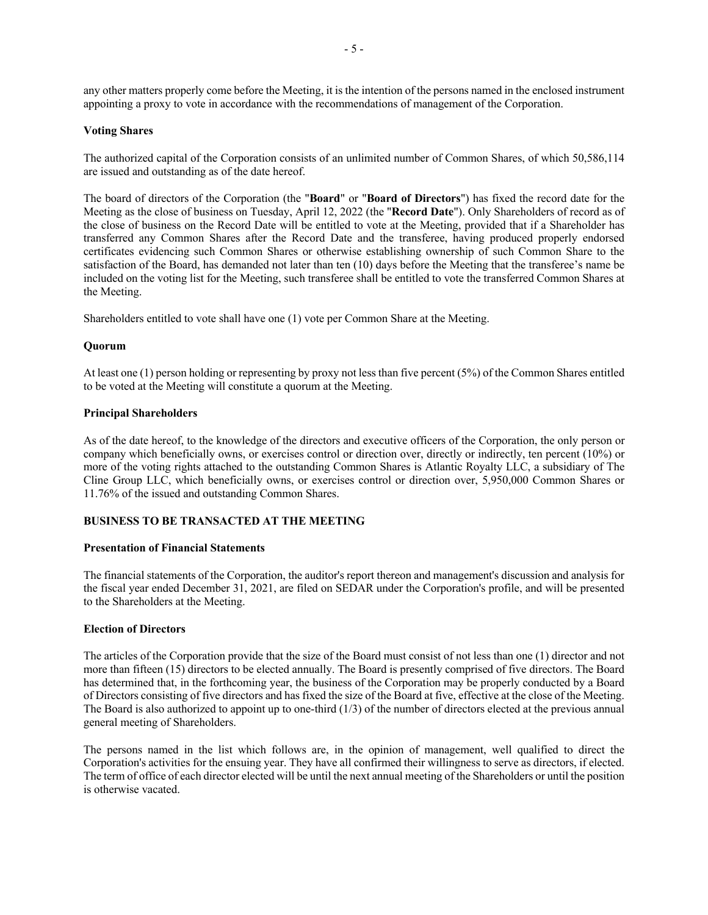any other matters properly come before the Meeting, it is the intention of the persons named in the enclosed instrument appointing a proxy to vote in accordance with the recommendations of management of the Corporation.

**Voting Shares**

The authorized capital of the Corporation consists of an unlimited number of Common Shares, of which 50,586,114 are issued and outstanding as of the date hereof.

The board of directors of the Corporation (the "**Board**" or "**Board of Directors**") has fixed the record date for the Meeting as the close of business on Tuesday, April 12, 2022 (the "**Record Date**"). Only Shareholders of record as of the close of business on the Record Date will be entitled to vote at the Meeting, provided that if a Shareholder has transferred any Common Shares after the Record Date and the transferee, having produced properly endorsed certificates evidencing such Common Shares or otherwise establishing ownership of such Common Share to the satisfaction of the Board, has demanded not later than ten (10) days before the Meeting that the transferee's name be included on the voting list for the Meeting, such transferee shall be entitled to vote the transferred Common Shares at the Meeting.

Shareholders entitled to vote shall have one (1) vote per Common Share at the Meeting.

**Quorum**

At least one (1) person holding or representing by proxy not less than five percent (5%) of the Common Shares entitled to be voted at the Meeting will constitute a quorum at the Meeting.

**Principal Shareholders**

As of the date hereof, to the knowledge of the directors and executive officers of the Corporation, the only person or company which beneficially owns, or exercises control or direction over, directly or indirectly, ten percent (10%) or more of the voting rights attached to the outstanding Common Shares is Atlantic Royalty LLC, a subsidiary of The Cline Group LLC, which beneficially owns, or exercises control or direction over, 5,950,000 Common Shares or 11.76% of the issued and outstanding Common Shares.

## BUSINESS TO BE TRANSACTED AT THE MEETING

**Presentation of Financial Statements**

The financial statements of the Corporation, the auditor's report thereon and management's discussion and analysis for the fiscal year ended December 31, 2021, are filed on SEDAR under the Corporation's profile, and will be presented to the Shareholders at the Meeting.

**Election of Directors**

The articles of the Corporation provide that the size of the Board must consist of not less than one (1) director and not more than fifteen (15) directors to be elected annually. The Board is presently comprised of five directors. The Board has determined that, in the forthcoming year, the business of the Corporation may be properly conducted by a Board of Directors consisting of five directors and has fixed the size of the Board at five, effective at the close of the Meeting. The Board is also authorized to appoint up to one-third (1/3) of the number of directors elected at the previous annual general meeting of Shareholders.

The persons named in the list which follows are, in the opinion of management, well qualified to direct the Corporation's activities for the ensuing year. They have all confirmed their willingness to serve as directors, if elected. The term of office of each director elected will be until the next annual meeting of the Shareholders or until the position is otherwise vacated.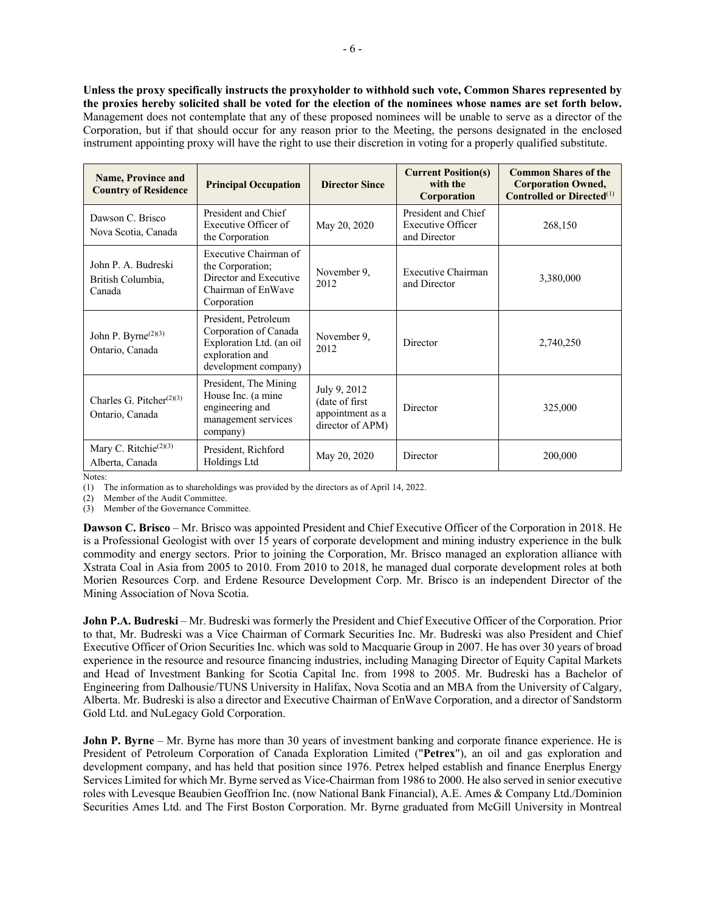**Unless the proxy specifically instructs the proxyholder to withhold such vote, Common Shares represented by the proxies hereby solicited shall be voted for the election of the nominees whose names are set forth below.** Management does not contemplate that any of these proposed nominees will be unable to serve as a director of the Corporation, but if that should occur for any reason prior to the Meeting, the persons designated in the enclosed instrument appointing proxy will have the right to use their discretion in voting for a properly qualified substitute.

| Name, Province and Country of Residence | Principal Occupation | Director Since | Current Position(s) with the Corporation | Common Shares of the Corporation Owned, Controlled or Directed[1] |
|---|---|---|---|---|
| Dawson C. Brisco Nova Scotia, Canada | President and Chief Executive Officer of the Corporation | May 20, 2020 | President and Chief Executive Officer and Director | 268,150 |
| John P. A. Budreski British Columbia, Canada | Executive Chairman of the Corporation; Director and Executive Chairman of EnWave Corporation | November 9, 2012 | Executive Chairman and Director | 3,380,000 |
| John P. Byrne[2][3] Ontario, Canada | President, Petroleum Corporation of Canada Exploration Ltd. (an oil exploration and development company) | November 9, 2012 | Director | 2,740,250 |
| Charles G. Pitcher[2][3] Ontario, Canada | President, The Mining House Inc. (a mine engineering and management services company) | July 9, 2012 (date of first appointment as a director of APM) | Director | 325,000 |
| Mary C. Ritchie[2][3] Alberta, Canada | President, Richford Holdings Ltd | May 20, 2020 | Director | 200,000 |

Notes:

(1) The information as to shareholdings was provided by the directors as of April 14, 2022.

(2) Member of the Audit Committee.

(3) Member of the Governance Committee.

**Dawson C. Brisco** – Mr. Brisco was appointed President and Chief Executive Officer of the Corporation in 2018. He is a Professional Geologist with over 15 years of corporate development and mining industry experience in the bulk commodity and energy sectors. Prior to joining the Corporation, Mr. Brisco managed an exploration alliance with Xstrata Coal in Asia from 2005 to 2010. From 2010 to 2018, he managed dual corporate development roles at both Morien Resources Corp. and Erdene Resource Development Corp. Mr. Brisco is an independent Director of the Mining Association of Nova Scotia.

**John P.A. Budreski** – Mr. Budreski was formerly the President and Chief Executive Officer of the Corporation. Prior to that, Mr. Budreski was a Vice Chairman of Cormark Securities Inc. Mr. Budreski was also President and Chief Executive Officer of Orion Securities Inc. which was sold to Macquarie Group in 2007. He has over 30 years of broad experience in the resource and resource financing industries, including Managing Director of Equity Capital Markets and Head of Investment Banking for Scotia Capital Inc. from 1998 to 2005. Mr. Budreski has a Bachelor of Engineering from Dalhousie/TUNS University in Halifax, Nova Scotia and an MBA from the University of Calgary, Alberta. Mr. Budreski is also a director and Executive Chairman of EnWave Corporation, and a director of Sandstorm Gold Ltd. and NuLegacy Gold Corporation.

**John P. Byrne** – Mr. Byrne has more than 30 years of investment banking and corporate finance experience. He is President of Petroleum Corporation of Canada Exploration Limited ("**Petrex**"), an oil and gas exploration and development company, and has held that position since 1976. Petrex helped establish and finance Enerplus Energy Services Limited for which Mr. Byrne served as Vice-Chairman from 1986 to 2000. He also served in senior executive roles with Levesque Beaubien Geoffrion Inc. (now National Bank Financial), A.E. Ames & Company Ltd./Dominion Securities Ames Ltd. and The First Boston Corporation. Mr. Byrne graduated from McGill University in Montreal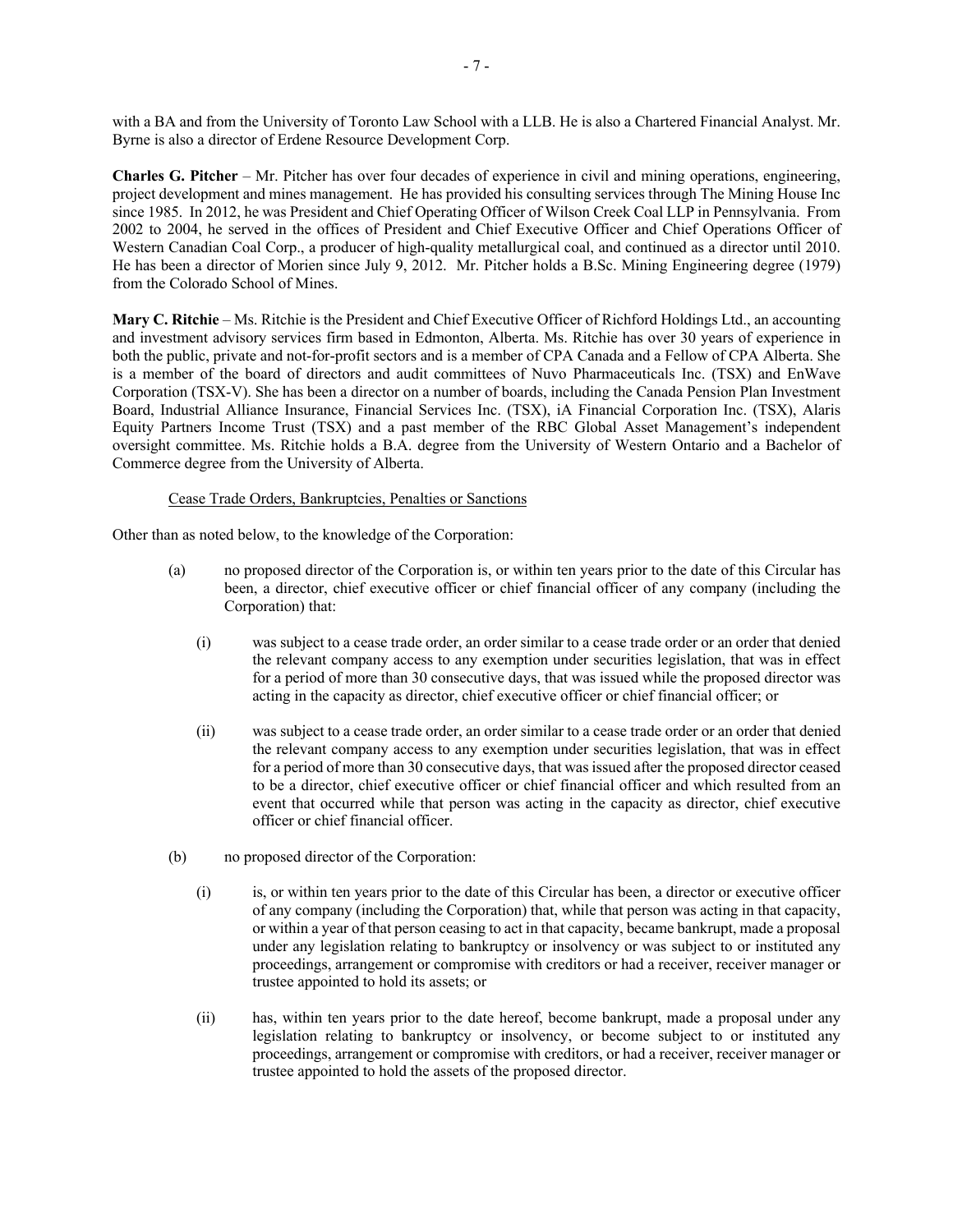with a BA and from the University of Toronto Law School with a LLB. He is also a Chartered Financial Analyst. Mr. Byrne is also a director of Erdene Resource Development Corp.

**Charles G. Pitcher** – Mr. Pitcher has over four decades of experience in civil and mining operations, engineering, project development and mines management. He has provided his consulting services through The Mining House Inc since 1985. In 2012, he was President and Chief Operating Officer of Wilson Creek Coal LLP in Pennsylvania. From 2002 to 2004, he served in the offices of President and Chief Executive Officer and Chief Operations Officer of Western Canadian Coal Corp., a producer of high-quality metallurgical coal, and continued as a director until 2010. He has been a director of Morien since July 9, 2012. Mr. Pitcher holds a B.Sc. Mining Engineering degree (1979) from the Colorado School of Mines.

**Mary C. Ritchie** – Ms. Ritchie is the President and Chief Executive Officer of Richford Holdings Ltd., an accounting and investment advisory services firm based in Edmonton, Alberta. Ms. Ritchie has over 30 years of experience in both the public, private and not-for-profit sectors and is a member of CPA Canada and a Fellow of CPA Alberta. She is a member of the board of directors and audit committees of Nuvo Pharmaceuticals Inc. (TSX) and EnWave Corporation (TSX-V). She has been a director on a number of boards, including the Canada Pension Plan Investment Board, Industrial Alliance Insurance, Financial Services Inc. (TSX), iA Financial Corporation Inc. (TSX), Alaris Equity Partners Income Trust (TSX) and a past member of the RBC Global Asset Management's independent oversight committee. Ms. Ritchie holds a B.A. degree from the University of Western Ontario and a Bachelor of Commerce degree from the University of Alberta.

Cease Trade Orders, Bankruptcies, Penalties or Sanctions

Other than as noted below, to the knowledge of the Corporation:

(a) no proposed director of the Corporation is, or within ten years prior to the date of this Circular has been, a director, chief executive officer or chief financial officer of any company (including the Corporation) that:

   (i) was subject to a cease trade order, an order similar to a cease trade order or an order that denied the relevant company access to any exemption under securities legislation, that was in effect for a period of more than 30 consecutive days, that was issued while the proposed director was acting in the capacity as director, chief executive officer or chief financial officer; or

   (ii) was subject to a cease trade order, an order similar to a cease trade order or an order that denied the relevant company access to any exemption under securities legislation, that was in effect for a period of more than 30 consecutive days, that was issued after the proposed director ceased to be a director, chief executive officer or chief financial officer and which resulted from an event that occurred while that person was acting in the capacity as director, chief executive officer or chief financial officer.

(b) no proposed director of the Corporation:

   (i) is, or within ten years prior to the date of this Circular has been, a director or executive officer of any company (including the Corporation) that, while that person was acting in that capacity, or within a year of that person ceasing to act in that capacity, became bankrupt, made a proposal under any legislation relating to bankruptcy or insolvency or was subject to or instituted any proceedings, arrangement or compromise with creditors or had a receiver, receiver manager or trustee appointed to hold its assets; or

   (ii) has, within ten years prior to the date hereof, become bankrupt, made a proposal under any legislation relating to bankruptcy or insolvency, or become subject to or instituted any proceedings, arrangement or compromise with creditors, or had a receiver, receiver manager or trustee appointed to hold the assets of the proposed director.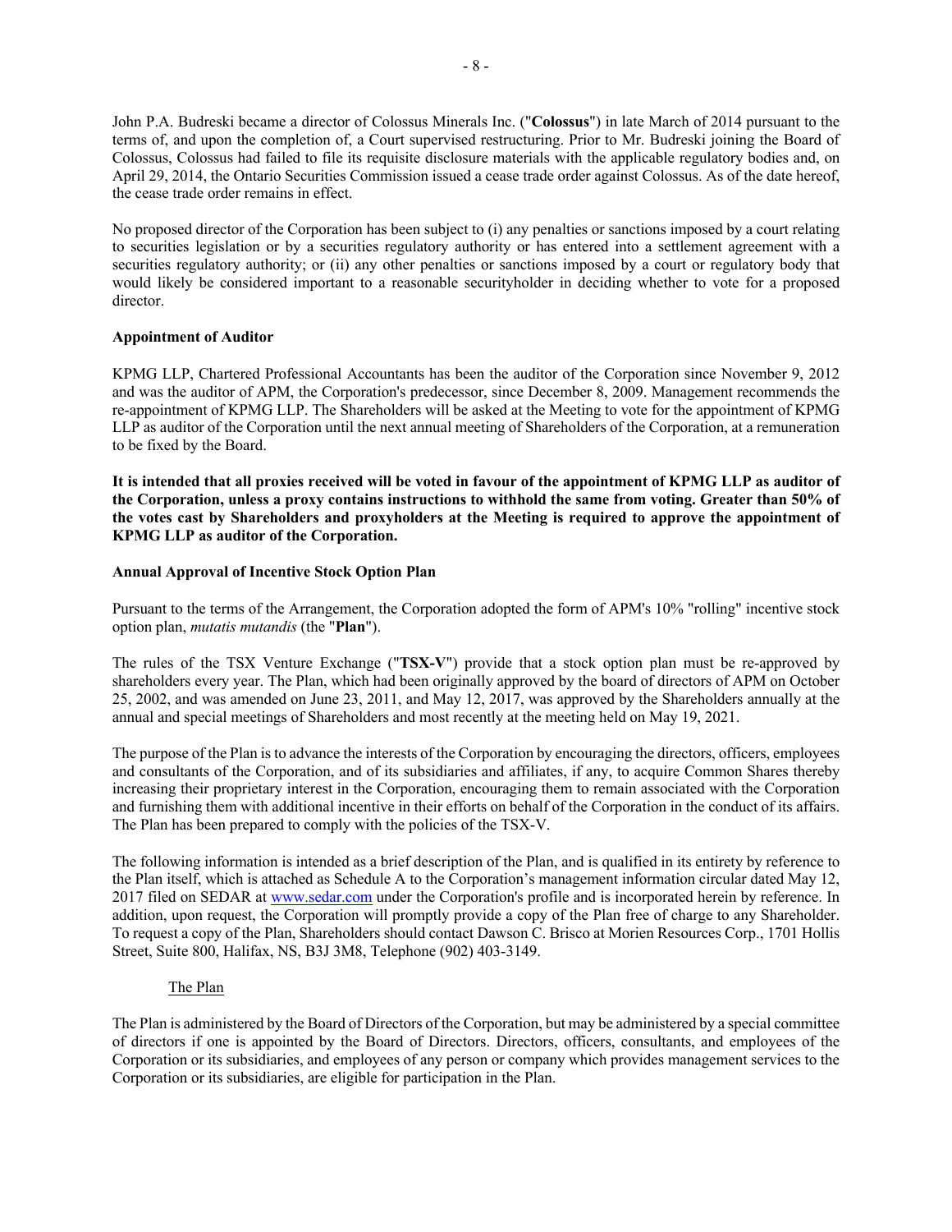John P.A. Budreski became a director of Colossus Minerals Inc. ("**Colossus**") in late March of 2014 pursuant to the terms of, and upon the completion of, a Court supervised restructuring. Prior to Mr. Budreski joining the Board of Colossus, Colossus had failed to file its requisite disclosure materials with the applicable regulatory bodies and, on April 29, 2014, the Ontario Securities Commission issued a cease trade order against Colossus. As of the date hereof, the cease trade order remains in effect.

No proposed director of the Corporation has been subject to (i) any penalties or sanctions imposed by a court relating to securities legislation or by a securities regulatory authority or has entered into a settlement agreement with a securities regulatory authority; or (ii) any other penalties or sanctions imposed by a court or regulatory body that would likely be considered important to a reasonable securityholder in deciding whether to vote for a proposed director.

**Appointment of Auditor**

KPMG LLP, Chartered Professional Accountants has been the auditor of the Corporation since November 9, 2012 and was the auditor of APM, the Corporation's predecessor, since December 8, 2009. Management recommends the re-appointment of KPMG LLP. The Shareholders will be asked at the Meeting to vote for the appointment of KPMG LLP as auditor of the Corporation until the next annual meeting of Shareholders of the Corporation, at a remuneration to be fixed by the Board.

**It is intended that all proxies received will be voted in favour of the appointment of KPMG LLP as auditor of the Corporation, unless a proxy contains instructions to withhold the same from voting. Greater than 50% of the votes cast by Shareholders and proxyholders at the Meeting is required to approve the appointment of KPMG LLP as auditor of the Corporation.**

**Annual Approval of Incentive Stock Option Plan**

Pursuant to the terms of the Arrangement, the Corporation adopted the form of APM's 10% "rolling" incentive stock option plan, *mutatis mutandis* (the "**Plan**").

The rules of the TSX Venture Exchange ("**TSX-V**") provide that a stock option plan must be re-approved by shareholders every year. The Plan, which had been originally approved by the board of directors of APM on October 25, 2002, and was amended on June 23, 2011, and May 12, 2017, was approved by the Shareholders annually at the annual and special meetings of Shareholders and most recently at the meeting held on May 19, 2021.

The purpose of the Plan is to advance the interests of the Corporation by encouraging the directors, officers, employees and consultants of the Corporation, and of its subsidiaries and affiliates, if any, to acquire Common Shares thereby increasing their proprietary interest in the Corporation, encouraging them to remain associated with the Corporation and furnishing them with additional incentive in their efforts on behalf of the Corporation in the conduct of its affairs. The Plan has been prepared to comply with the policies of the TSX-V.

The following information is intended as a brief description of the Plan, and is qualified in its entirety by reference to the Plan itself, which is attached as Schedule A to the Corporation's management information circular dated May 12, 2017 filed on SEDAR at www.sedar.com under the Corporation's profile and is incorporated herein by reference. In addition, upon request, the Corporation will promptly provide a copy of the Plan free of charge to any Shareholder. To request a copy of the Plan, Shareholders should contact Dawson C. Brisco at Morien Resources Corp., 1701 Hollis Street, Suite 800, Halifax, NS, B3J 3M8, Telephone (902) 403-3149.

The Plan

The Plan is administered by the Board of Directors of the Corporation, but may be administered by a special committee of directors if one is appointed by the Board of Directors. Directors, officers, consultants, and employees of the Corporation or its subsidiaries, and employees of any person or company which provides management services to the Corporation or its subsidiaries, are eligible for participation in the Plan.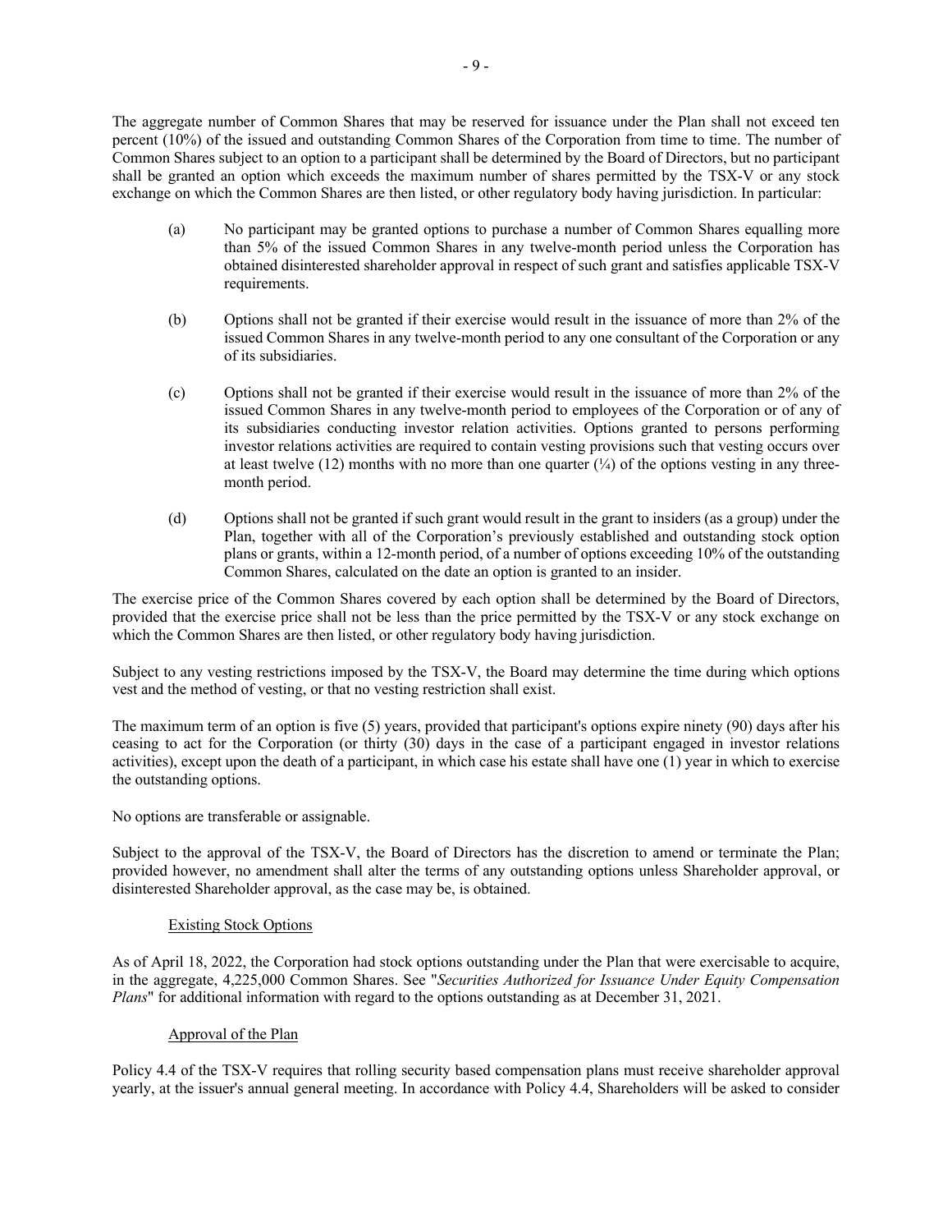The aggregate number of Common Shares that may be reserved for issuance under the Plan shall not exceed ten percent (10%) of the issued and outstanding Common Shares of the Corporation from time to time. The number of Common Shares subject to an option to a participant shall be determined by the Board of Directors, but no participant shall be granted an option which exceeds the maximum number of shares permitted by the TSX-V or any stock exchange on which the Common Shares are then listed, or other regulatory body having jurisdiction. In particular:

(a) No participant may be granted options to purchase a number of Common Shares equalling more than 5% of the issued Common Shares in any twelve-month period unless the Corporation has obtained disinterested shareholder approval in respect of such grant and satisfies applicable TSX-V requirements.

(b) Options shall not be granted if their exercise would result in the issuance of more than 2% of the issued Common Shares in any twelve-month period to any one consultant of the Corporation or any of its subsidiaries.

(c) Options shall not be granted if their exercise would result in the issuance of more than 2% of the issued Common Shares in any twelve-month period to employees of the Corporation or of any of its subsidiaries conducting investor relation activities. Options granted to persons performing investor relations activities are required to contain vesting provisions such that vesting occurs over at least twelve (12) months with no more than one quarter (¼) of the options vesting in any three-month period.

(d) Options shall not be granted if such grant would result in the grant to insiders (as a group) under the Plan, together with all of the Corporation's previously established and outstanding stock option plans or grants, within a 12-month period, of a number of options exceeding 10% of the outstanding Common Shares, calculated on the date an option is granted to an insider.

The exercise price of the Common Shares covered by each option shall be determined by the Board of Directors, provided that the exercise price shall not be less than the price permitted by the TSX-V or any stock exchange on which the Common Shares are then listed, or other regulatory body having jurisdiction.

Subject to any vesting restrictions imposed by the TSX-V, the Board may determine the time during which options vest and the method of vesting, or that no vesting restriction shall exist.

The maximum term of an option is five (5) years, provided that participant's options expire ninety (90) days after his ceasing to act for the Corporation (or thirty (30) days in the case of a participant engaged in investor relations activities), except upon the death of a participant, in which case his estate shall have one (1) year in which to exercise the outstanding options.

No options are transferable or assignable.

Subject to the approval of the TSX-V, the Board of Directors has the discretion to amend or terminate the Plan; provided however, no amendment shall alter the terms of any outstanding options unless Shareholder approval, or disinterested Shareholder approval, as the case may be, is obtained.

#### Existing Stock Options

As of April 18, 2022, the Corporation had stock options outstanding under the Plan that were exercisable to acquire, in the aggregate, 4,225,000 Common Shares. See "*Securities Authorized for Issuance Under Equity Compensation Plans*" for additional information with regard to the options outstanding as at December 31, 2021.

#### Approval of the Plan

Policy 4.4 of the TSX-V requires that rolling security based compensation plans must receive shareholder approval yearly, at the issuer's annual general meeting. In accordance with Policy 4.4, Shareholders will be asked to consider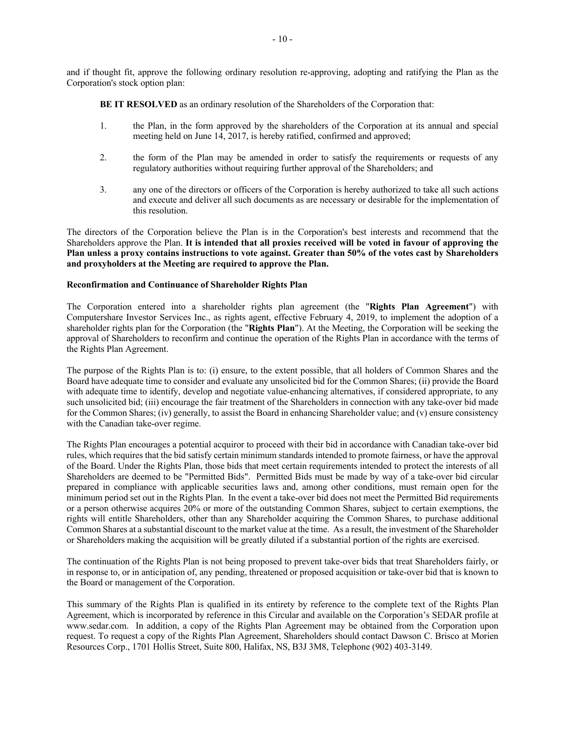and if thought fit, approve the following ordinary resolution re-approving, adopting and ratifying the Plan as the Corporation's stock option plan:

**BE IT RESOLVED** as an ordinary resolution of the Shareholders of the Corporation that:

1. the Plan, in the form approved by the shareholders of the Corporation at its annual and special meeting held on June 14, 2017, is hereby ratified, confirmed and approved;

2. the form of the Plan may be amended in order to satisfy the requirements or requests of any regulatory authorities without requiring further approval of the Shareholders; and

3. any one of the directors or officers of the Corporation is hereby authorized to take all such actions and execute and deliver all such documents as are necessary or desirable for the implementation of this resolution.

The directors of the Corporation believe the Plan is in the Corporation's best interests and recommend that the Shareholders approve the Plan. **It is intended that all proxies received will be voted in favour of approving the Plan unless a proxy contains instructions to vote against. Greater than 50% of the votes cast by Shareholders and proxyholders at the Meeting are required to approve the Plan.**

**Reconfirmation and Continuance of Shareholder Rights Plan**

The Corporation entered into a shareholder rights plan agreement (the "**Rights Plan Agreement**") with Computershare Investor Services Inc., as rights agent, effective February 4, 2019, to implement the adoption of a shareholder rights plan for the Corporation (the "**Rights Plan**"). At the Meeting, the Corporation will be seeking the approval of Shareholders to reconfirm and continue the operation of the Rights Plan in accordance with the terms of the Rights Plan Agreement.

The purpose of the Rights Plan is to: (i) ensure, to the extent possible, that all holders of Common Shares and the Board have adequate time to consider and evaluate any unsolicited bid for the Common Shares; (ii) provide the Board with adequate time to identify, develop and negotiate value-enhancing alternatives, if considered appropriate, to any such unsolicited bid; (iii) encourage the fair treatment of the Shareholders in connection with any take-over bid made for the Common Shares; (iv) generally, to assist the Board in enhancing Shareholder value; and (v) ensure consistency with the Canadian take-over regime.

The Rights Plan encourages a potential acquiror to proceed with their bid in accordance with Canadian take-over bid rules, which requires that the bid satisfy certain minimum standards intended to promote fairness, or have the approval of the Board. Under the Rights Plan, those bids that meet certain requirements intended to protect the interests of all Shareholders are deemed to be "Permitted Bids". Permitted Bids must be made by way of a take-over bid circular prepared in compliance with applicable securities laws and, among other conditions, must remain open for the minimum period set out in the Rights Plan. In the event a take-over bid does not meet the Permitted Bid requirements or a person otherwise acquires 20% or more of the outstanding Common Shares, subject to certain exemptions, the rights will entitle Shareholders, other than any Shareholder acquiring the Common Shares, to purchase additional Common Shares at a substantial discount to the market value at the time. As a result, the investment of the Shareholder or Shareholders making the acquisition will be greatly diluted if a substantial portion of the rights are exercised.

The continuation of the Rights Plan is not being proposed to prevent take-over bids that treat Shareholders fairly, or in response to, or in anticipation of, any pending, threatened or proposed acquisition or take-over bid that is known to the Board or management of the Corporation.

This summary of the Rights Plan is qualified in its entirety by reference to the complete text of the Rights Plan Agreement, which is incorporated by reference in this Circular and available on the Corporation's SEDAR profile at www.sedar.com. In addition, a copy of the Rights Plan Agreement may be obtained from the Corporation upon request. To request a copy of the Rights Plan Agreement, Shareholders should contact Dawson C. Brisco at Morien Resources Corp., 1701 Hollis Street, Suite 800, Halifax, NS, B3J 3M8, Telephone (902) 403-3149.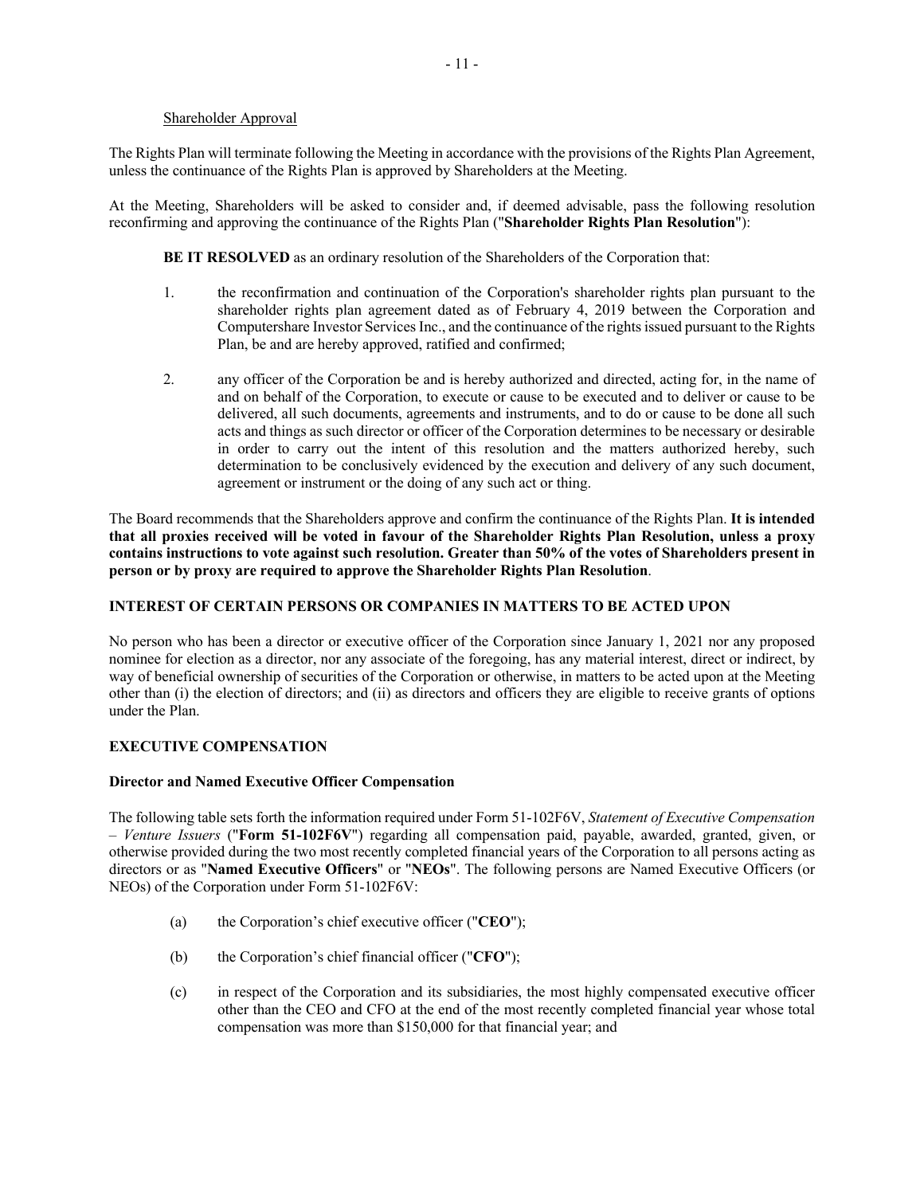Shareholder Approval

The Rights Plan will terminate following the Meeting in accordance with the provisions of the Rights Plan Agreement, unless the continuance of the Rights Plan is approved by Shareholders at the Meeting.

At the Meeting, Shareholders will be asked to consider and, if deemed advisable, pass the following resolution reconfirming and approving the continuance of the Rights Plan ("**Shareholder Rights Plan Resolution**"):

**BE IT RESOLVED** as an ordinary resolution of the Shareholders of the Corporation that:

1. the reconfirmation and continuation of the Corporation's shareholder rights plan pursuant to the shareholder rights plan agreement dated as of February 4, 2019 between the Corporation and Computershare Investor Services Inc., and the continuance of the rights issued pursuant to the Rights Plan, be and are hereby approved, ratified and confirmed;

2. any officer of the Corporation be and is hereby authorized and directed, acting for, in the name of and on behalf of the Corporation, to execute or cause to be executed and to deliver or cause to be delivered, all such documents, agreements and instruments, and to do or cause to be done all such acts and things as such director or officer of the Corporation determines to be necessary or desirable in order to carry out the intent of this resolution and the matters authorized hereby, such determination to be conclusively evidenced by the execution and delivery of any such document, agreement or instrument or the doing of any such act or thing.

The Board recommends that the Shareholders approve and confirm the continuance of the Rights Plan. **It is intended that all proxies received will be voted in favour of the Shareholder Rights Plan Resolution, unless a proxy contains instructions to vote against such resolution. Greater than 50% of the votes of Shareholders present in person or by proxy are required to approve the Shareholder Rights Plan Resolution**.

## INTEREST OF CERTAIN PERSONS OR COMPANIES IN MATTERS TO BE ACTED UPON

No person who has been a director or executive officer of the Corporation since January 1, 2021 nor any proposed nominee for election as a director, nor any associate of the foregoing, has any material interest, direct or indirect, by way of beneficial ownership of securities of the Corporation or otherwise, in matters to be acted upon at the Meeting other than (i) the election of directors; and (ii) as directors and officers they are eligible to receive grants of options under the Plan.

## EXECUTIVE COMPENSATION

### Director and Named Executive Officer Compensation

The following table sets forth the information required under Form 51-102F6V, *Statement of Executive Compensation – Venture Issuers* ("**Form 51-102F6V**") regarding all compensation paid, payable, awarded, granted, given, or otherwise provided during the two most recently completed financial years of the Corporation to all persons acting as directors or as "**Named Executive Officers**" or "**NEOs**". The following persons are Named Executive Officers (or NEOs) of the Corporation under Form 51-102F6V:

(a) the Corporation's chief executive officer ("**CEO**");

(b) the Corporation's chief financial officer ("**CFO**");

(c) in respect of the Corporation and its subsidiaries, the most highly compensated executive officer other than the CEO and CFO at the end of the most recently completed financial year whose total compensation was more than $150,000 for that financial year; and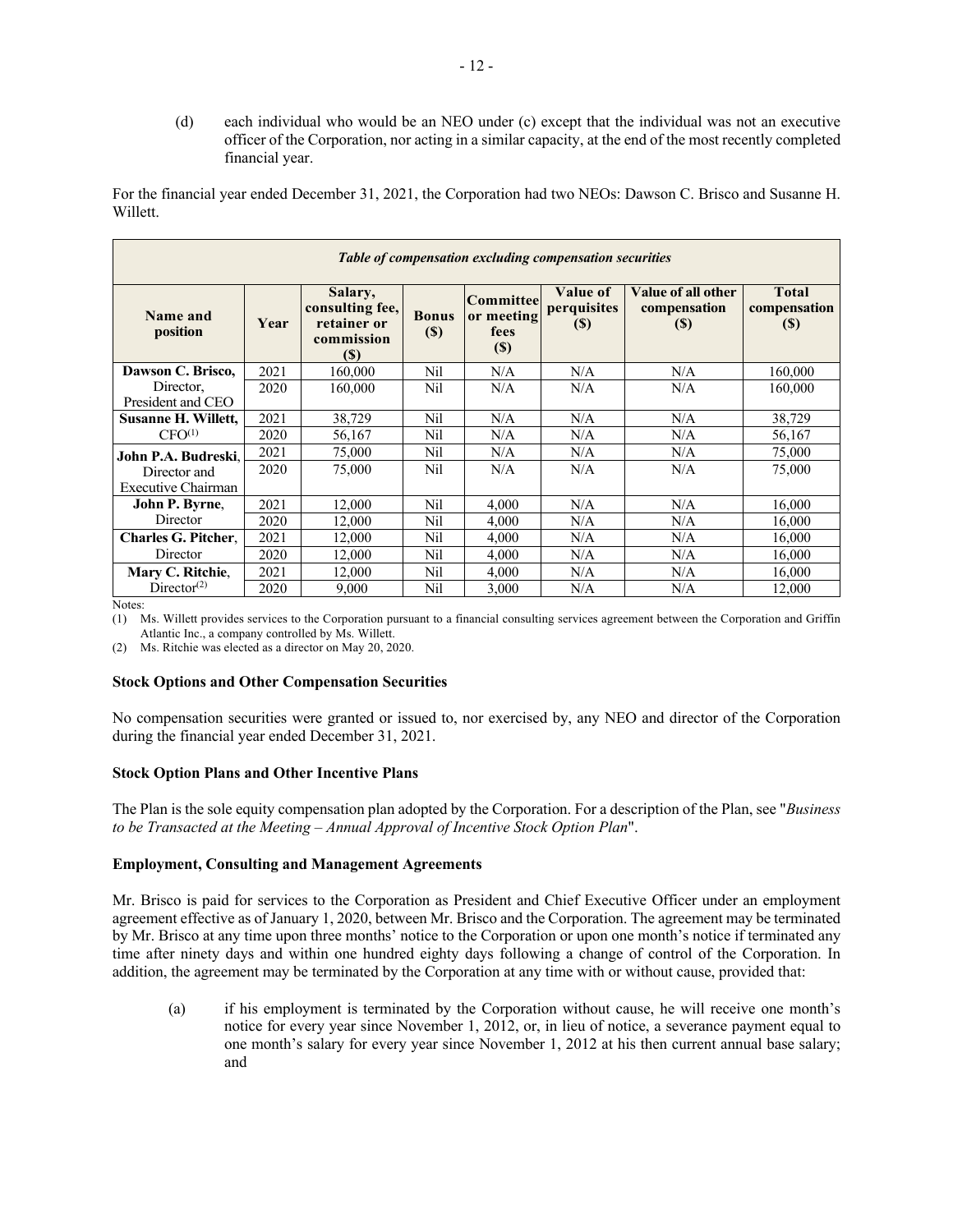(d) each individual who would be an NEO under (c) except that the individual was not an executive officer of the Corporation, nor acting in a similar capacity, at the end of the most recently completed financial year.

For the financial year ended December 31, 2021, the Corporation had two NEOs: Dawson C. Brisco and Susanne H. Willett.

| ***Table of compensation excluding compensation securities*** | | | | | | | |
|---|---|---|---|---|---|---|---|
| **Name and position** | **Year** | **Salary, consulting fee, retainer or commission ($)** | **Bonus ($)** | **Committee or meeting fees ($)** | **Value of perquisites ($)** | **Value of all other compensation ($)** | **Total compensation ($)** |
| **Dawson C. Brisco,** Director, President and CEO | 2021 | 160,000 | Nil | N/A | N/A | N/A | 160,000 |
| | 2020 | 160,000 | Nil | N/A | N/A | N/A | 160,000 |
| **Susanne H. Willett,** CFO[1] | 2021 | 38,729 | Nil | N/A | N/A | N/A | 38,729 |
| | 2020 | 56,167 | Nil | N/A | N/A | N/A | 56,167 |
| **John P.A. Budreski**, Director and Executive Chairman | 2021 | 75,000 | Nil | N/A | N/A | N/A | 75,000 |
| | 2020 | 75,000 | Nil | N/A | N/A | N/A | 75,000 |
| **John P. Byrne**, Director | 2021 | 12,000 | Nil | 4,000 | N/A | N/A | 16,000 |
| | 2020 | 12,000 | Nil | 4,000 | N/A | N/A | 16,000 |
| **Charles G. Pitcher**, Director | 2021 | 12,000 | Nil | 4,000 | N/A | N/A | 16,000 |
| | 2020 | 12,000 | Nil | 4,000 | N/A | N/A | 16,000 |
| **Mary C. Ritchie**, Director[2] | 2021 | 12,000 | Nil | 4,000 | N/A | N/A | 16,000 |
| | 2020 | 9,000 | Nil | 3,000 | N/A | N/A | 12,000 |

Notes:

(1) Ms. Willett provides services to the Corporation pursuant to a financial consulting services agreement between the Corporation and Griffin Atlantic Inc., a company controlled by Ms. Willett.

(2) Ms. Ritchie was elected as a director on May 20, 2020.

**Stock Options and Other Compensation Securities**

No compensation securities were granted or issued to, nor exercised by, any NEO and director of the Corporation during the financial year ended December 31, 2021.

**Stock Option Plans and Other Incentive Plans**

The Plan is the sole equity compensation plan adopted by the Corporation. For a description of the Plan, see "*Business to be Transacted at the Meeting – Annual Approval of Incentive Stock Option Plan*".

**Employment, Consulting and Management Agreements**

Mr. Brisco is paid for services to the Corporation as President and Chief Executive Officer under an employment agreement effective as of January 1, 2020, between Mr. Brisco and the Corporation. The agreement may be terminated by Mr. Brisco at any time upon three months' notice to the Corporation or upon one month's notice if terminated any time after ninety days and within one hundred eighty days following a change of control of the Corporation. In addition, the agreement may be terminated by the Corporation at any time with or without cause, provided that:

(a) if his employment is terminated by the Corporation without cause, he will receive one month's notice for every year since November 1, 2012, or, in lieu of notice, a severance payment equal to one month's salary for every year since November 1, 2012 at his then current annual base salary; and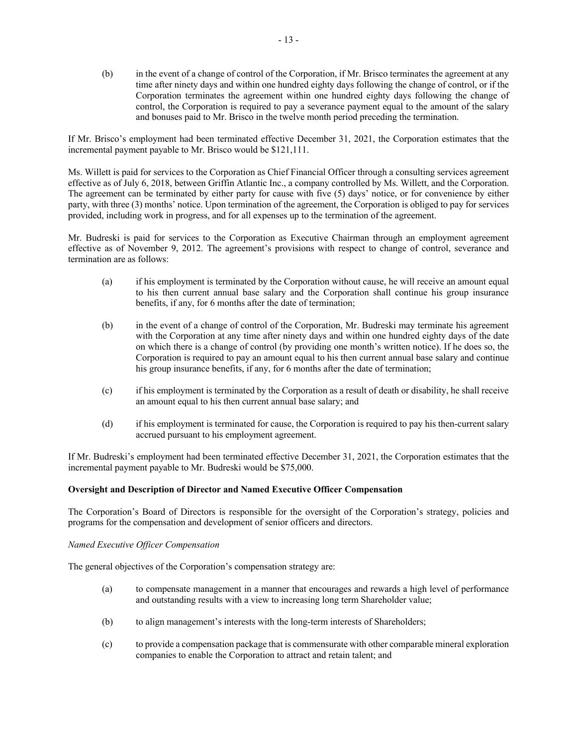(b) in the event of a change of control of the Corporation, if Mr. Brisco terminates the agreement at any time after ninety days and within one hundred eighty days following the change of control, or if the Corporation terminates the agreement within one hundred eighty days following the change of control, the Corporation is required to pay a severance payment equal to the amount of the salary and bonuses paid to Mr. Brisco in the twelve month period preceding the termination.

If Mr. Brisco's employment had been terminated effective December 31, 2021, the Corporation estimates that the incremental payment payable to Mr. Brisco would be $121,111.

Ms. Willett is paid for services to the Corporation as Chief Financial Officer through a consulting services agreement effective as of July 6, 2018, between Griffin Atlantic Inc., a company controlled by Ms. Willett, and the Corporation. The agreement can be terminated by either party for cause with five (5) days' notice, or for convenience by either party, with three (3) months' notice. Upon termination of the agreement, the Corporation is obliged to pay for services provided, including work in progress, and for all expenses up to the termination of the agreement.

Mr. Budreski is paid for services to the Corporation as Executive Chairman through an employment agreement effective as of November 9, 2012. The agreement's provisions with respect to change of control, severance and termination are as follows:

(a) if his employment is terminated by the Corporation without cause, he will receive an amount equal to his then current annual base salary and the Corporation shall continue his group insurance benefits, if any, for 6 months after the date of termination;

(b) in the event of a change of control of the Corporation, Mr. Budreski may terminate his agreement with the Corporation at any time after ninety days and within one hundred eighty days of the date on which there is a change of control (by providing one month's written notice). If he does so, the Corporation is required to pay an amount equal to his then current annual base salary and continue his group insurance benefits, if any, for 6 months after the date of termination;

(c) if his employment is terminated by the Corporation as a result of death or disability, he shall receive an amount equal to his then current annual base salary; and

(d) if his employment is terminated for cause, the Corporation is required to pay his then-current salary accrued pursuant to his employment agreement.

If Mr. Budreski's employment had been terminated effective December 31, 2021, the Corporation estimates that the incremental payment payable to Mr. Budreski would be $75,000.

**Oversight and Description of Director and Named Executive Officer Compensation**

The Corporation's Board of Directors is responsible for the oversight of the Corporation's strategy, policies and programs for the compensation and development of senior officers and directors.

*Named Executive Officer Compensation*

The general objectives of the Corporation's compensation strategy are:

(a) to compensate management in a manner that encourages and rewards a high level of performance and outstanding results with a view to increasing long term Shareholder value;

(b) to align management's interests with the long-term interests of Shareholders;

(c) to provide a compensation package that is commensurate with other comparable mineral exploration companies to enable the Corporation to attract and retain talent; and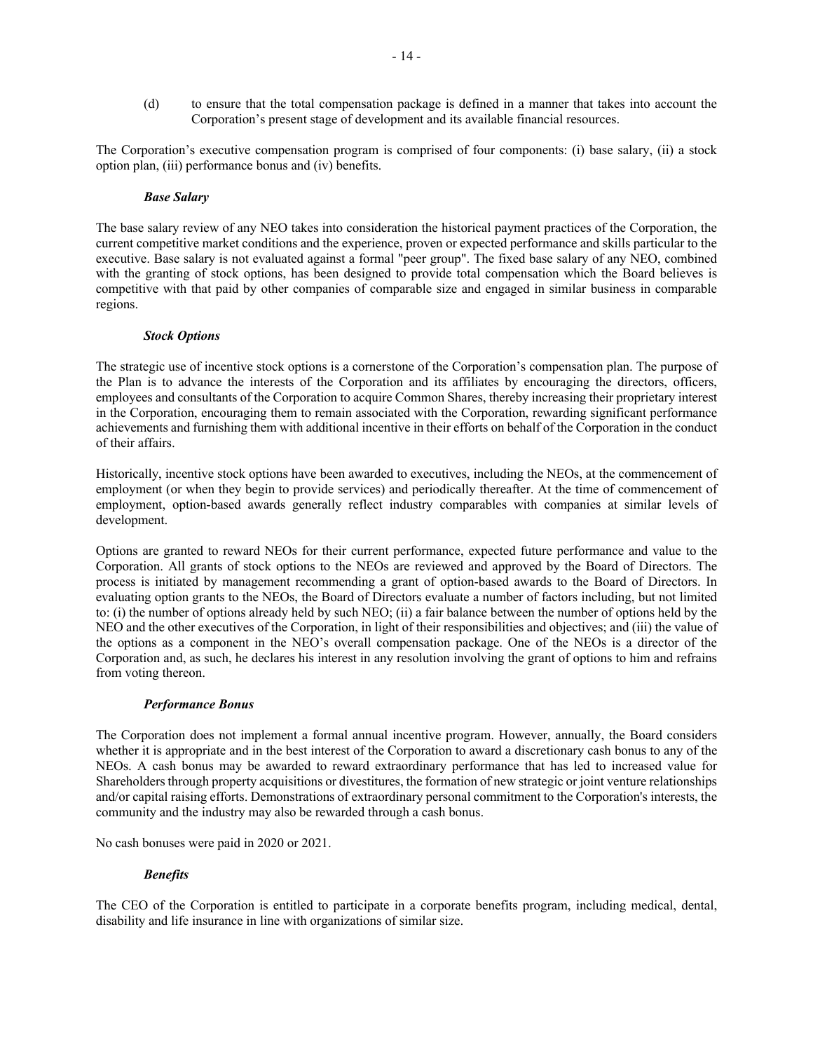(d) to ensure that the total compensation package is defined in a manner that takes into account the Corporation's present stage of development and its available financial resources.

The Corporation's executive compensation program is comprised of four components: (i) base salary, (ii) a stock option plan, (iii) performance bonus and (iv) benefits.

***Base Salary***

The base salary review of any NEO takes into consideration the historical payment practices of the Corporation, the current competitive market conditions and the experience, proven or expected performance and skills particular to the executive. Base salary is not evaluated against a formal "peer group". The fixed base salary of any NEO, combined with the granting of stock options, has been designed to provide total compensation which the Board believes is competitive with that paid by other companies of comparable size and engaged in similar business in comparable regions.

***Stock Options***

The strategic use of incentive stock options is a cornerstone of the Corporation's compensation plan. The purpose of the Plan is to advance the interests of the Corporation and its affiliates by encouraging the directors, officers, employees and consultants of the Corporation to acquire Common Shares, thereby increasing their proprietary interest in the Corporation, encouraging them to remain associated with the Corporation, rewarding significant performance achievements and furnishing them with additional incentive in their efforts on behalf of the Corporation in the conduct of their affairs.

Historically, incentive stock options have been awarded to executives, including the NEOs, at the commencement of employment (or when they begin to provide services) and periodically thereafter. At the time of commencement of employment, option-based awards generally reflect industry comparables with companies at similar levels of development.

Options are granted to reward NEOs for their current performance, expected future performance and value to the Corporation. All grants of stock options to the NEOs are reviewed and approved by the Board of Directors. The process is initiated by management recommending a grant of option-based awards to the Board of Directors. In evaluating option grants to the NEOs, the Board of Directors evaluate a number of factors including, but not limited to: (i) the number of options already held by such NEO; (ii) a fair balance between the number of options held by the NEO and the other executives of the Corporation, in light of their responsibilities and objectives; and (iii) the value of the options as a component in the NEO's overall compensation package. One of the NEOs is a director of the Corporation and, as such, he declares his interest in any resolution involving the grant of options to him and refrains from voting thereon.

***Performance Bonus***

The Corporation does not implement a formal annual incentive program. However, annually, the Board considers whether it is appropriate and in the best interest of the Corporation to award a discretionary cash bonus to any of the NEOs. A cash bonus may be awarded to reward extraordinary performance that has led to increased value for Shareholders through property acquisitions or divestitures, the formation of new strategic or joint venture relationships and/or capital raising efforts. Demonstrations of extraordinary personal commitment to the Corporation's interests, the community and the industry may also be rewarded through a cash bonus.

No cash bonuses were paid in 2020 or 2021.

***Benefits***

The CEO of the Corporation is entitled to participate in a corporate benefits program, including medical, dental, disability and life insurance in line with organizations of similar size.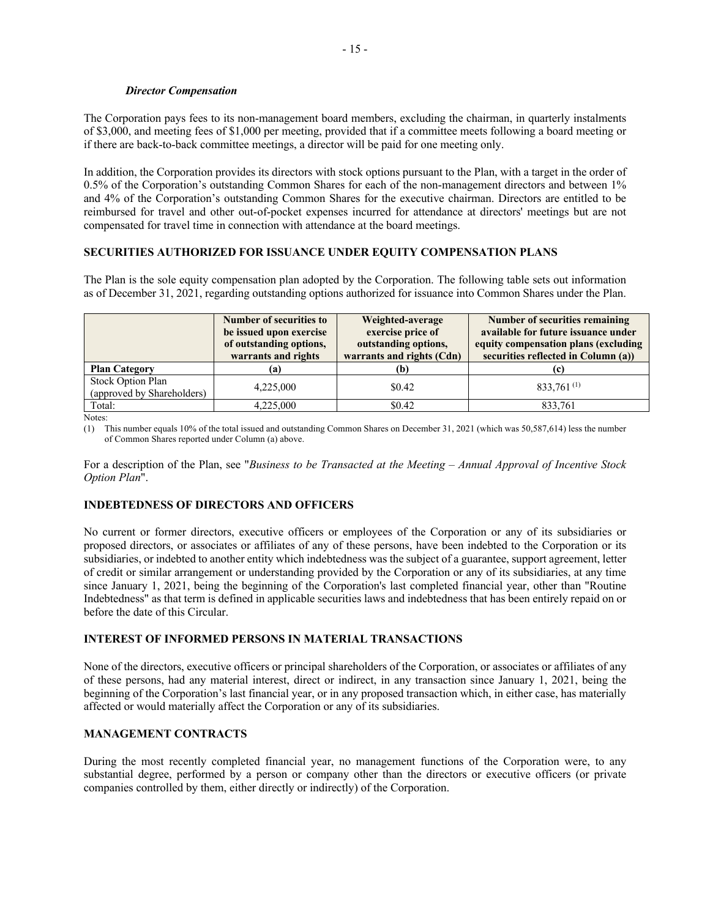### *Director Compensation*

The Corporation pays fees to its non-management board members, excluding the chairman, in quarterly instalments of $3,000, and meeting fees of $1,000 per meeting, provided that if a committee meets following a board meeting or if there are back-to-back committee meetings, a director will be paid for one meeting only.

In addition, the Corporation provides its directors with stock options pursuant to the Plan, with a target in the order of 0.5% of the Corporation's outstanding Common Shares for each of the non-management directors and between 1% and 4% of the Corporation's outstanding Common Shares for the executive chairman. Directors are entitled to be reimbursed for travel and other out-of-pocket expenses incurred for attendance at directors' meetings but are not compensated for travel time in connection with attendance at the board meetings.

## SECURITIES AUTHORIZED FOR ISSUANCE UNDER EQUITY COMPENSATION PLANS

The Plan is the sole equity compensation plan adopted by the Corporation. The following table sets out information as of December 31, 2021, regarding outstanding options authorized for issuance into Common Shares under the Plan.

| | Number of securities to be issued upon exercise of outstanding options, warrants and rights | Weighted-average exercise price of outstanding options, warrants and rights (Cdn) | Number of securities remaining available for future issuance under equity compensation plans (excluding securities reflected in Column (a)) |
|---|---|---|---|
| **Plan Category** | **(a)** | **(b)** | **(c)** |
| Stock Option Plan (approved by Shareholders) | 4,225,000 | $0.42 | 833,761 [(1)] |
| Total: | 4,225,000 | $0.42 | 833,761 |

Notes:

(1) This number equals 10% of the total issued and outstanding Common Shares on December 31, 2021 (which was 50,587,614) less the number of Common Shares reported under Column (a) above.

For a description of the Plan, see "*Business to be Transacted at the Meeting – Annual Approval of Incentive Stock Option Plan*".

## INDEBTEDNESS OF DIRECTORS AND OFFICERS

No current or former directors, executive officers or employees of the Corporation or any of its subsidiaries or proposed directors, or associates or affiliates of any of these persons, have been indebted to the Corporation or its subsidiaries, or indebted to another entity which indebtedness was the subject of a guarantee, support agreement, letter of credit or similar arrangement or understanding provided by the Corporation or any of its subsidiaries, at any time since January 1, 2021, being the beginning of the Corporation's last completed financial year, other than "Routine Indebtedness" as that term is defined in applicable securities laws and indebtedness that has been entirely repaid on or before the date of this Circular.

## INTEREST OF INFORMED PERSONS IN MATERIAL TRANSACTIONS

None of the directors, executive officers or principal shareholders of the Corporation, or associates or affiliates of any of these persons, had any material interest, direct or indirect, in any transaction since January 1, 2021, being the beginning of the Corporation's last financial year, or in any proposed transaction which, in either case, has materially affected or would materially affect the Corporation or any of its subsidiaries.

## MANAGEMENT CONTRACTS

During the most recently completed financial year, no management functions of the Corporation were, to any substantial degree, performed by a person or company other than the directors or executive officers (or private companies controlled by them, either directly or indirectly) of the Corporation.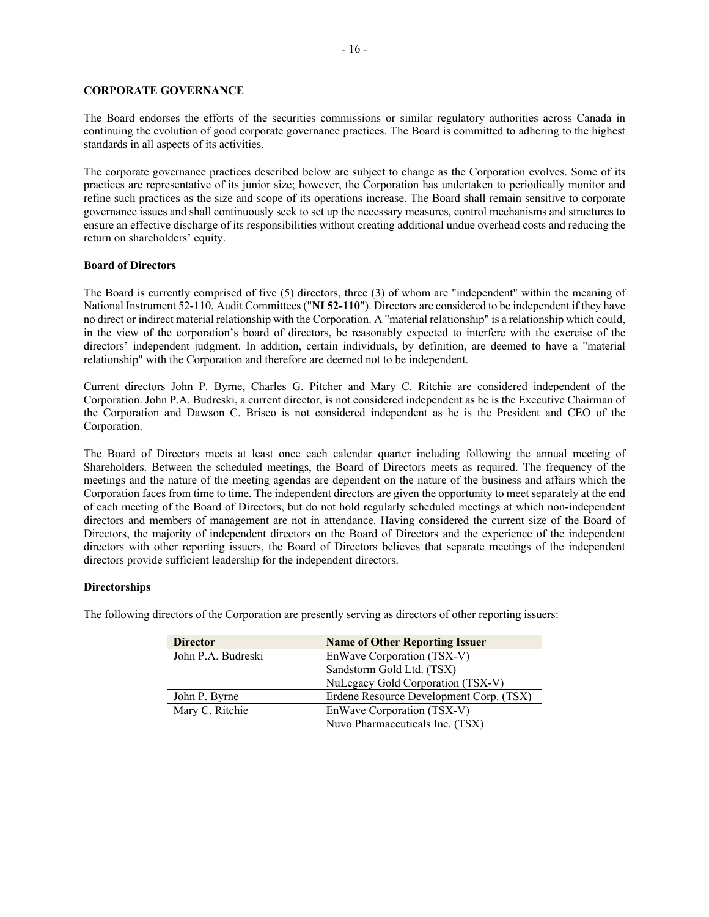## CORPORATE GOVERNANCE

The Board endorses the efforts of the securities commissions or similar regulatory authorities across Canada in continuing the evolution of good corporate governance practices. The Board is committed to adhering to the highest standards in all aspects of its activities.

The corporate governance practices described below are subject to change as the Corporation evolves. Some of its practices are representative of its junior size; however, the Corporation has undertaken to periodically monitor and refine such practices as the size and scope of its operations increase. The Board shall remain sensitive to corporate governance issues and shall continuously seek to set up the necessary measures, control mechanisms and structures to ensure an effective discharge of its responsibilities without creating additional undue overhead costs and reducing the return on shareholders' equity.

### Board of Directors

The Board is currently comprised of five (5) directors, three (3) of whom are "independent" within the meaning of National Instrument 52-110, Audit Committees ("**NI 52-110**"). Directors are considered to be independent if they have no direct or indirect material relationship with the Corporation. A "material relationship" is a relationship which could, in the view of the corporation's board of directors, be reasonably expected to interfere with the exercise of the directors' independent judgment. In addition, certain individuals, by definition, are deemed to have a "material relationship" with the Corporation and therefore are deemed not to be independent.

Current directors John P. Byrne, Charles G. Pitcher and Mary C. Ritchie are considered independent of the Corporation. John P.A. Budreski, a current director, is not considered independent as he is the Executive Chairman of the Corporation and Dawson C. Brisco is not considered independent as he is the President and CEO of the Corporation.

The Board of Directors meets at least once each calendar quarter including following the annual meeting of Shareholders. Between the scheduled meetings, the Board of Directors meets as required. The frequency of the meetings and the nature of the meeting agendas are dependent on the nature of the business and affairs which the Corporation faces from time to time. The independent directors are given the opportunity to meet separately at the end of each meeting of the Board of Directors, but do not hold regularly scheduled meetings at which non-independent directors and members of management are not in attendance. Having considered the current size of the Board of Directors, the majority of independent directors on the Board of Directors and the experience of the independent directors with other reporting issuers, the Board of Directors believes that separate meetings of the independent directors provide sufficient leadership for the independent directors.

### Directorships

The following directors of the Corporation are presently serving as directors of other reporting issuers:

| Director | Name of Other Reporting Issuer |
|---|---|
| John P.A. Budreski | EnWave Corporation (TSX-V) |
| | Sandstorm Gold Ltd. (TSX) |
| | NuLegacy Gold Corporation (TSX-V) |
| John P. Byrne | Erdene Resource Development Corp. (TSX) |
| Mary C. Ritchie | EnWave Corporation (TSX-V) |
| | Nuvo Pharmaceuticals Inc. (TSX) |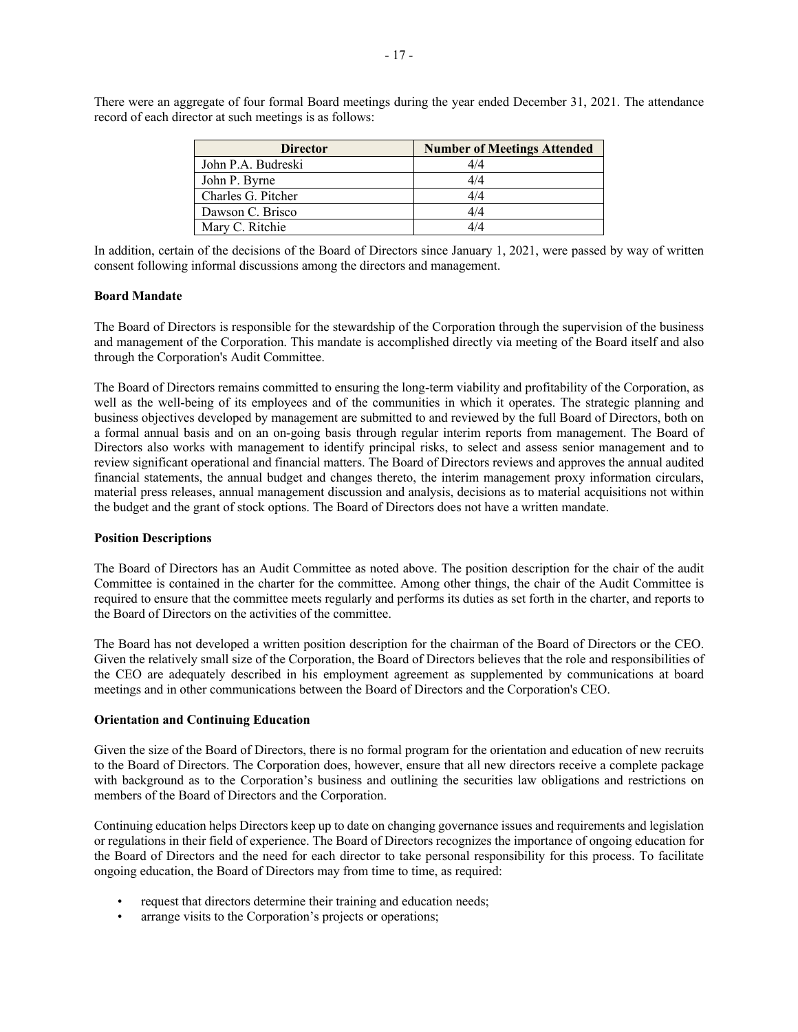There were an aggregate of four formal Board meetings during the year ended December 31, 2021. The attendance record of each director at such meetings is as follows:

| Director | Number of Meetings Attended |
| --- | --- |
| John P.A. Budreski | 4/4 |
| John P. Byrne | 4/4 |
| Charles G. Pitcher | 4/4 |
| Dawson C. Brisco | 4/4 |
| Mary C. Ritchie | 4/4 |

In addition, certain of the decisions of the Board of Directors since January 1, 2021, were passed by way of written consent following informal discussions among the directors and management.

**Board Mandate**

The Board of Directors is responsible for the stewardship of the Corporation through the supervision of the business and management of the Corporation. This mandate is accomplished directly via meeting of the Board itself and also through the Corporation's Audit Committee.

The Board of Directors remains committed to ensuring the long-term viability and profitability of the Corporation, as well as the well-being of its employees and of the communities in which it operates. The strategic planning and business objectives developed by management are submitted to and reviewed by the full Board of Directors, both on a formal annual basis and on an on-going basis through regular interim reports from management. The Board of Directors also works with management to identify principal risks, to select and assess senior management and to review significant operational and financial matters. The Board of Directors reviews and approves the annual audited financial statements, the annual budget and changes thereto, the interim management proxy information circulars, material press releases, annual management discussion and analysis, decisions as to material acquisitions not within the budget and the grant of stock options. The Board of Directors does not have a written mandate.

**Position Descriptions**

The Board of Directors has an Audit Committee as noted above. The position description for the chair of the audit Committee is contained in the charter for the committee. Among other things, the chair of the Audit Committee is required to ensure that the committee meets regularly and performs its duties as set forth in the charter, and reports to the Board of Directors on the activities of the committee.

The Board has not developed a written position description for the chairman of the Board of Directors or the CEO. Given the relatively small size of the Corporation, the Board of Directors believes that the role and responsibilities of the CEO are adequately described in his employment agreement as supplemented by communications at board meetings and in other communications between the Board of Directors and the Corporation's CEO.

**Orientation and Continuing Education**

Given the size of the Board of Directors, there is no formal program for the orientation and education of new recruits to the Board of Directors. The Corporation does, however, ensure that all new directors receive a complete package with background as to the Corporation's business and outlining the securities law obligations and restrictions on members of the Board of Directors and the Corporation.

Continuing education helps Directors keep up to date on changing governance issues and requirements and legislation or regulations in their field of experience. The Board of Directors recognizes the importance of ongoing education for the Board of Directors and the need for each director to take personal responsibility for this process. To facilitate ongoing education, the Board of Directors may from time to time, as required:

- request that directors determine their training and education needs;
- arrange visits to the Corporation's projects or operations;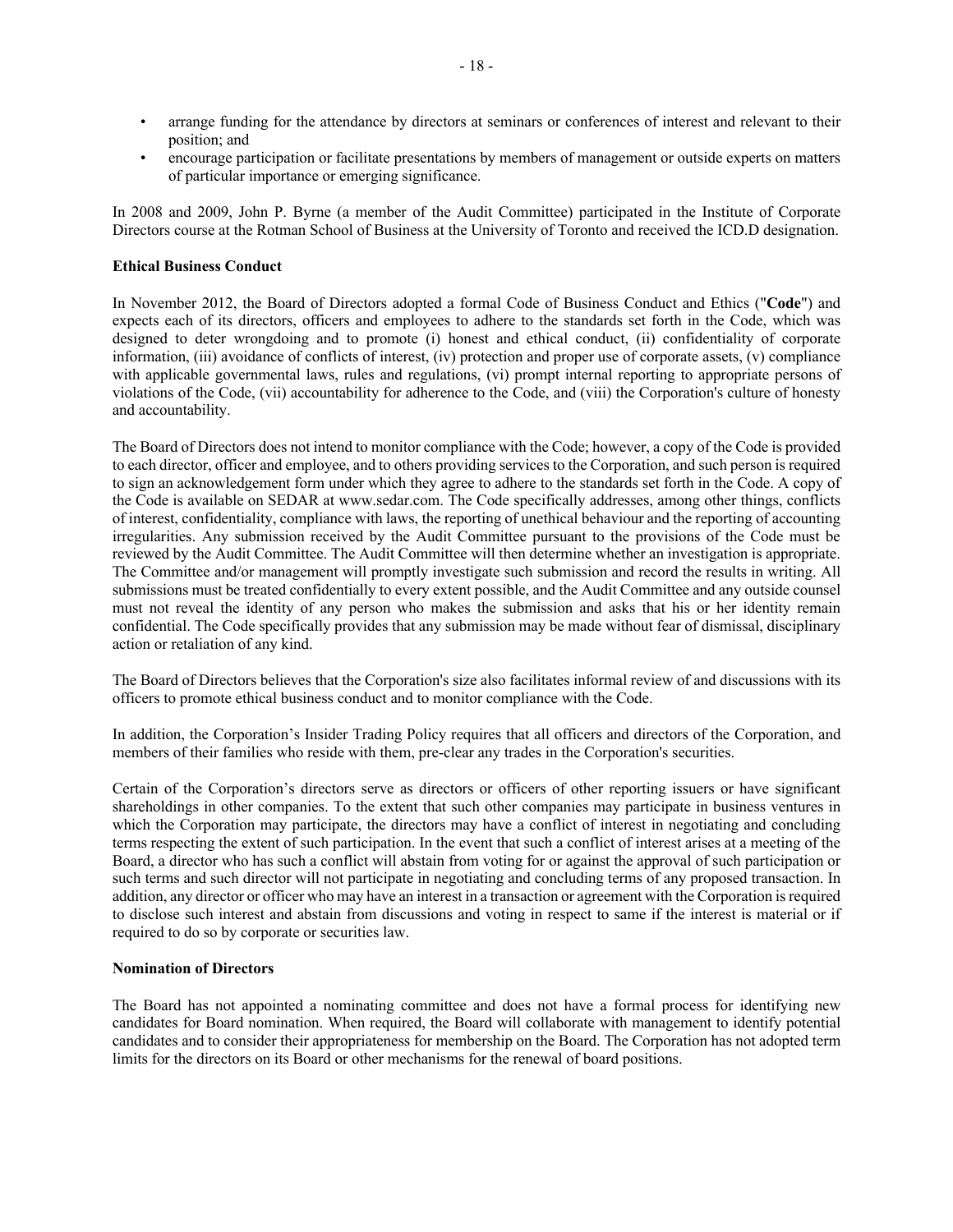- arrange funding for the attendance by directors at seminars or conferences of interest and relevant to their position; and
- encourage participation or facilitate presentations by members of management or outside experts on matters of particular importance or emerging significance.

In 2008 and 2009, John P. Byrne (a member of the Audit Committee) participated in the Institute of Corporate Directors course at the Rotman School of Business at the University of Toronto and received the ICD.D designation.

**Ethical Business Conduct**

In November 2012, the Board of Directors adopted a formal Code of Business Conduct and Ethics ("**Code**") and expects each of its directors, officers and employees to adhere to the standards set forth in the Code, which was designed to deter wrongdoing and to promote (i) honest and ethical conduct, (ii) confidentiality of corporate information, (iii) avoidance of conflicts of interest, (iv) protection and proper use of corporate assets, (v) compliance with applicable governmental laws, rules and regulations, (vi) prompt internal reporting to appropriate persons of violations of the Code, (vii) accountability for adherence to the Code, and (viii) the Corporation's culture of honesty and accountability.

The Board of Directors does not intend to monitor compliance with the Code; however, a copy of the Code is provided to each director, officer and employee, and to others providing services to the Corporation, and such person is required to sign an acknowledgement form under which they agree to adhere to the standards set forth in the Code. A copy of the Code is available on SEDAR at www.sedar.com. The Code specifically addresses, among other things, conflicts of interest, confidentiality, compliance with laws, the reporting of unethical behaviour and the reporting of accounting irregularities. Any submission received by the Audit Committee pursuant to the provisions of the Code must be reviewed by the Audit Committee. The Audit Committee will then determine whether an investigation is appropriate. The Committee and/or management will promptly investigate such submission and record the results in writing. All submissions must be treated confidentially to every extent possible, and the Audit Committee and any outside counsel must not reveal the identity of any person who makes the submission and asks that his or her identity remain confidential. The Code specifically provides that any submission may be made without fear of dismissal, disciplinary action or retaliation of any kind.

The Board of Directors believes that the Corporation's size also facilitates informal review of and discussions with its officers to promote ethical business conduct and to monitor compliance with the Code.

In addition, the Corporation's Insider Trading Policy requires that all officers and directors of the Corporation, and members of their families who reside with them, pre-clear any trades in the Corporation's securities.

Certain of the Corporation's directors serve as directors or officers of other reporting issuers or have significant shareholdings in other companies. To the extent that such other companies may participate in business ventures in which the Corporation may participate, the directors may have a conflict of interest in negotiating and concluding terms respecting the extent of such participation. In the event that such a conflict of interest arises at a meeting of the Board, a director who has such a conflict will abstain from voting for or against the approval of such participation or such terms and such director will not participate in negotiating and concluding terms of any proposed transaction. In addition, any director or officer who may have an interest in a transaction or agreement with the Corporation is required to disclose such interest and abstain from discussions and voting in respect to same if the interest is material or if required to do so by corporate or securities law.

**Nomination of Directors**

The Board has not appointed a nominating committee and does not have a formal process for identifying new candidates for Board nomination. When required, the Board will collaborate with management to identify potential candidates and to consider their appropriateness for membership on the Board. The Corporation has not adopted term limits for the directors on its Board or other mechanisms for the renewal of board positions.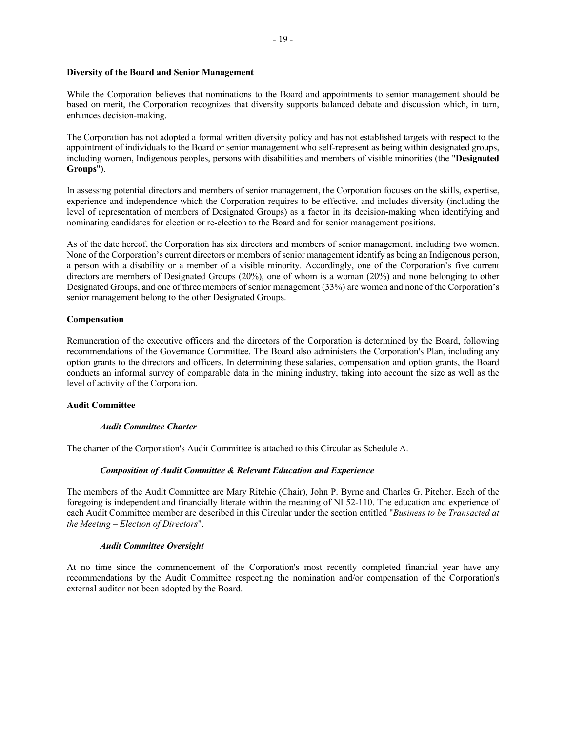**Diversity of the Board and Senior Management**

While the Corporation believes that nominations to the Board and appointments to senior management should be based on merit, the Corporation recognizes that diversity supports balanced debate and discussion which, in turn, enhances decision-making.

The Corporation has not adopted a formal written diversity policy and has not established targets with respect to the appointment of individuals to the Board or senior management who self-represent as being within designated groups, including women, Indigenous peoples, persons with disabilities and members of visible minorities (the "**Designated Groups**").

In assessing potential directors and members of senior management, the Corporation focuses on the skills, expertise, experience and independence which the Corporation requires to be effective, and includes diversity (including the level of representation of members of Designated Groups) as a factor in its decision-making when identifying and nominating candidates for election or re-election to the Board and for senior management positions.

As of the date hereof, the Corporation has six directors and members of senior management, including two women. None of the Corporation's current directors or members of senior management identify as being an Indigenous person, a person with a disability or a member of a visible minority. Accordingly, one of the Corporation's five current directors are members of Designated Groups (20%), one of whom is a woman (20%) and none belonging to other Designated Groups, and one of three members of senior management (33%) are women and none of the Corporation's senior management belong to the other Designated Groups.

**Compensation**

Remuneration of the executive officers and the directors of the Corporation is determined by the Board, following recommendations of the Governance Committee. The Board also administers the Corporation's Plan, including any option grants to the directors and officers. In determining these salaries, compensation and option grants, the Board conducts an informal survey of comparable data in the mining industry, taking into account the size as well as the level of activity of the Corporation.

**Audit Committee**

***Audit Committee Charter***

The charter of the Corporation's Audit Committee is attached to this Circular as Schedule A.

***Composition of Audit Committee & Relevant Education and Experience***

The members of the Audit Committee are Mary Ritchie (Chair), John P. Byrne and Charles G. Pitcher. Each of the foregoing is independent and financially literate within the meaning of NI 52-110. The education and experience of each Audit Committee member are described in this Circular under the section entitled "*Business to be Transacted at the Meeting – Election of Directors*".

***Audit Committee Oversight***

At no time since the commencement of the Corporation's most recently completed financial year have any recommendations by the Audit Committee respecting the nomination and/or compensation of the Corporation's external auditor not been adopted by the Board.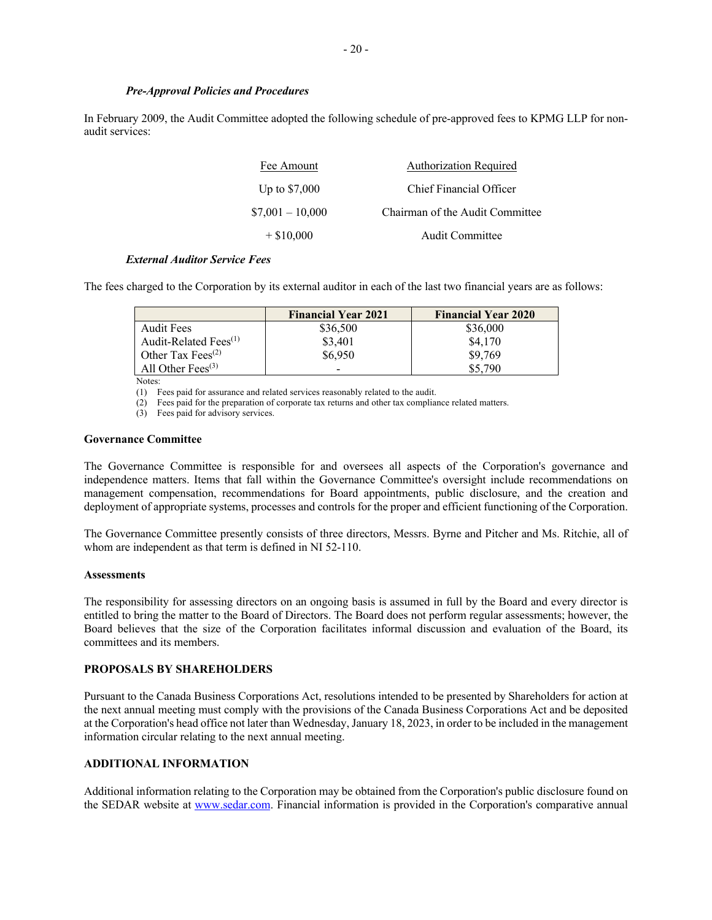### *Pre-Approval Policies and Procedures*

In February 2009, the Audit Committee adopted the following schedule of pre-approved fees to KPMG LLP for non-audit services:

| Fee Amount | Authorization Required |
|---|---|
| Up to $7,000 | Chief Financial Officer |
| $7,001 – 10,000 | Chairman of the Audit Committee |
| + $10,000 | Audit Committee |

### *External Auditor Service Fees*

The fees charged to the Corporation by its external auditor in each of the last two financial years are as follows:

| | Financial Year 2021 | Financial Year 2020 |
|---|---|---|
| Audit Fees | $36,500 | $36,000 |
| Audit-Related Fees[(1)] | $3,401 | $4,170 |
| Other Tax Fees[(2)] | $6,950 | $9,769 |
| All Other Fees[(3)] | - | $5,790 |

Notes:

(1) Fees paid for assurance and related services reasonably related to the audit.
(2) Fees paid for the preparation of corporate tax returns and other tax compliance related matters.
(3) Fees paid for advisory services.

**Governance Committee**

The Governance Committee is responsible for and oversees all aspects of the Corporation's governance and independence matters. Items that fall within the Governance Committee's oversight include recommendations on management compensation, recommendations for Board appointments, public disclosure, and the creation and deployment of appropriate systems, processes and controls for the proper and efficient functioning of the Corporation.

The Governance Committee presently consists of three directors, Messrs. Byrne and Pitcher and Ms. Ritchie, all of whom are independent as that term is defined in NI 52-110.

**Assessments**

The responsibility for assessing directors on an ongoing basis is assumed in full by the Board and every director is entitled to bring the matter to the Board of Directors. The Board does not perform regular assessments; however, the Board believes that the size of the Corporation facilitates informal discussion and evaluation of the Board, its committees and its members.

## PROPOSALS BY SHAREHOLDERS

Pursuant to the Canada Business Corporations Act, resolutions intended to be presented by Shareholders for action at the next annual meeting must comply with the provisions of the Canada Business Corporations Act and be deposited at the Corporation's head office not later than Wednesday, January 18, 2023, in order to be included in the management information circular relating to the next annual meeting.

## ADDITIONAL INFORMATION

Additional information relating to the Corporation may be obtained from the Corporation's public disclosure found on the SEDAR website at www.sedar.com. Financial information is provided in the Corporation's comparative annual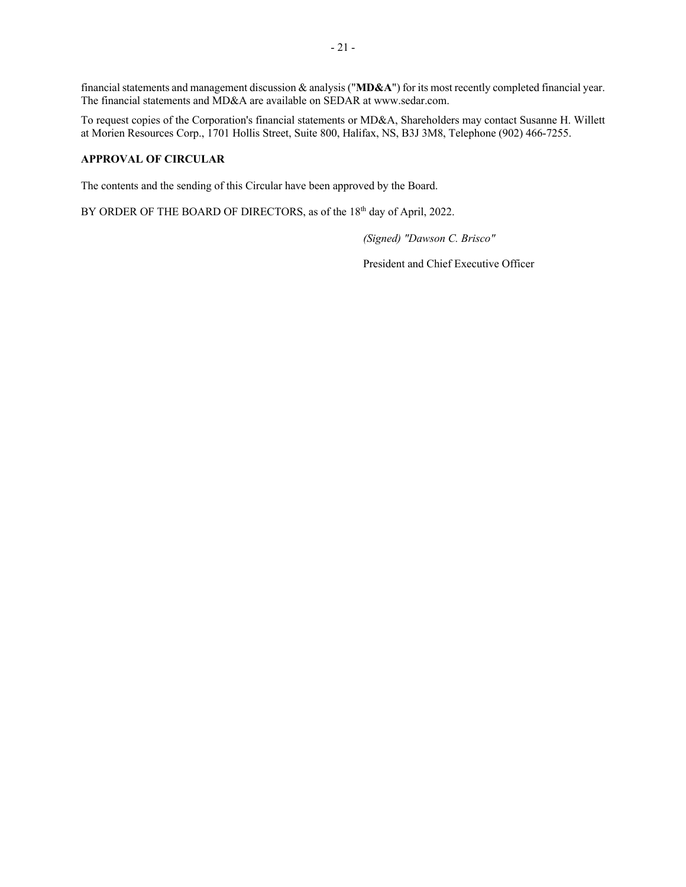financial statements and management discussion & analysis ("**MD&A**") for its most recently completed financial year. The financial statements and MD&A are available on SEDAR at www.sedar.com.

To request copies of the Corporation's financial statements or MD&A, Shareholders may contact Susanne H. Willett at Morien Resources Corp., 1701 Hollis Street, Suite 800, Halifax, NS, B3J 3M8, Telephone (902) 466-7255.

**APPROVAL OF CIRCULAR**

The contents and the sending of this Circular have been approved by the Board.

BY ORDER OF THE BOARD OF DIRECTORS, as of the 18th day of April, 2022.

*(Signed) "Dawson C. Brisco"*

President and Chief Executive Officer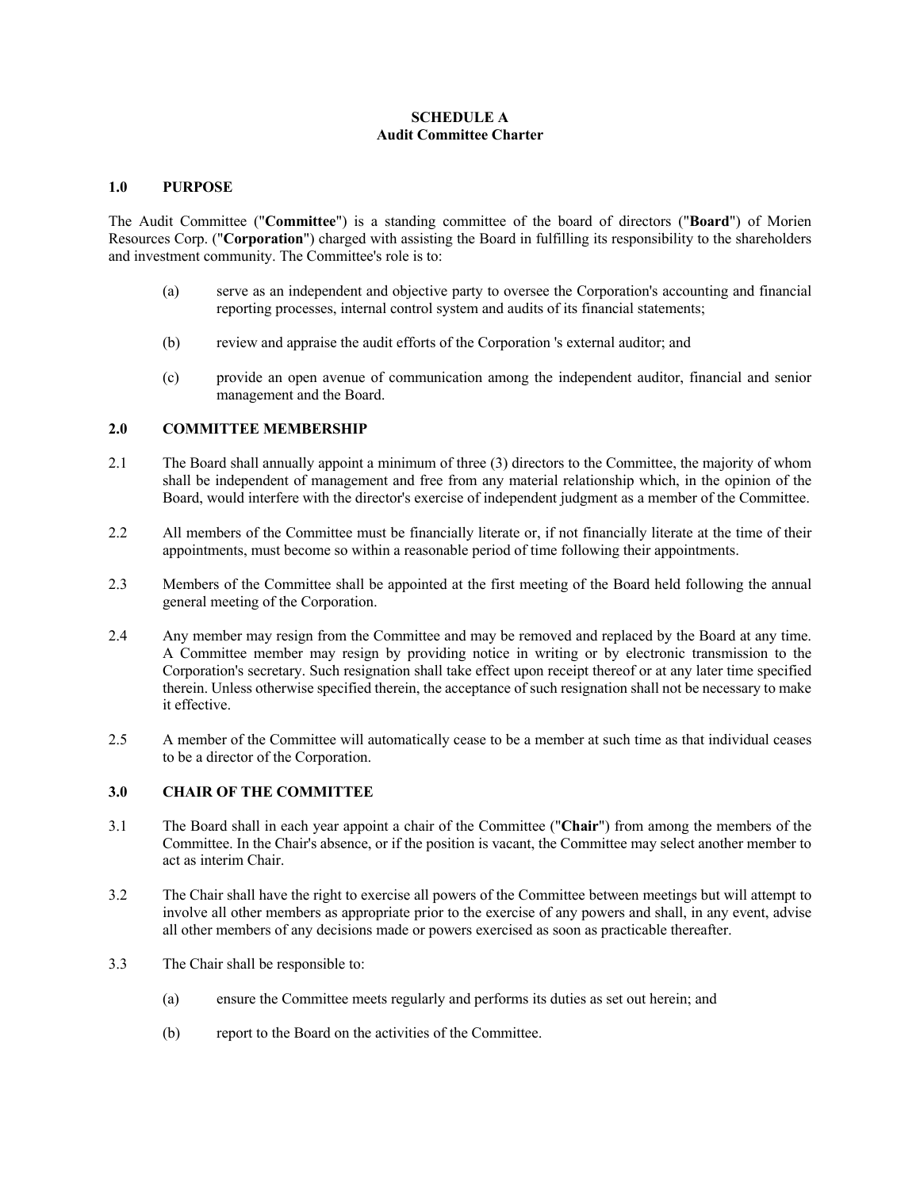**SCHEDULE A**
**Audit Committee Charter**

## 1.0 PURPOSE

The Audit Committee ("**Committee**") is a standing committee of the board of directors ("**Board**") of Morien Resources Corp. ("**Corporation**") charged with assisting the Board in fulfilling its responsibility to the shareholders and investment community. The Committee's role is to:

(a) serve as an independent and objective party to oversee the Corporation's accounting and financial reporting processes, internal control system and audits of its financial statements;

(b) review and appraise the audit efforts of the Corporation 's external auditor; and

(c) provide an open avenue of communication among the independent auditor, financial and senior management and the Board.

## 2.0 COMMITTEE MEMBERSHIP

2.1 The Board shall annually appoint a minimum of three (3) directors to the Committee, the majority of whom shall be independent of management and free from any material relationship which, in the opinion of the Board, would interfere with the director's exercise of independent judgment as a member of the Committee.

2.2 All members of the Committee must be financially literate or, if not financially literate at the time of their appointments, must become so within a reasonable period of time following their appointments.

2.3 Members of the Committee shall be appointed at the first meeting of the Board held following the annual general meeting of the Corporation.

2.4 Any member may resign from the Committee and may be removed and replaced by the Board at any time. A Committee member may resign by providing notice in writing or by electronic transmission to the Corporation's secretary. Such resignation shall take effect upon receipt thereof or at any later time specified therein. Unless otherwise specified therein, the acceptance of such resignation shall not be necessary to make it effective.

2.5 A member of the Committee will automatically cease to be a member at such time as that individual ceases to be a director of the Corporation.

## 3.0 CHAIR OF THE COMMITTEE

3.1 The Board shall in each year appoint a chair of the Committee ("**Chair**") from among the members of the Committee. In the Chair's absence, or if the position is vacant, the Committee may select another member to act as interim Chair.

3.2 The Chair shall have the right to exercise all powers of the Committee between meetings but will attempt to involve all other members as appropriate prior to the exercise of any powers and shall, in any event, advise all other members of any decisions made or powers exercised as soon as practicable thereafter.

3.3 The Chair shall be responsible to:

(a) ensure the Committee meets regularly and performs its duties as set out herein; and

(b) report to the Board on the activities of the Committee.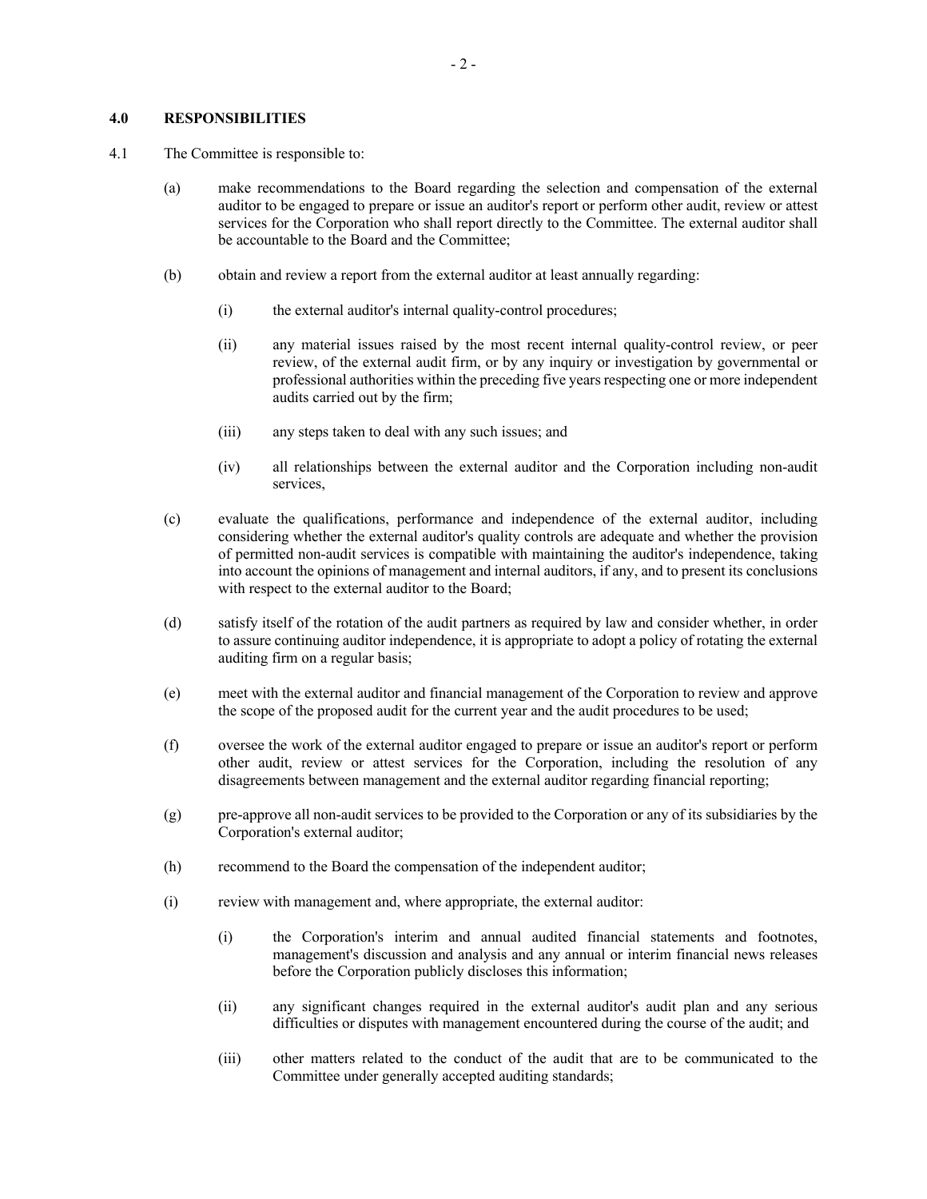## 4.0 RESPONSIBILITIES

4.1 The Committee is responsible to:

(a) make recommendations to the Board regarding the selection and compensation of the external auditor to be engaged to prepare or issue an auditor's report or perform other audit, review or attest services for the Corporation who shall report directly to the Committee. The external auditor shall be accountable to the Board and the Committee;

(b) obtain and review a report from the external auditor at least annually regarding:

(i) the external auditor's internal quality-control procedures;

(ii) any material issues raised by the most recent internal quality-control review, or peer review, of the external audit firm, or by any inquiry or investigation by governmental or professional authorities within the preceding five years respecting one or more independent audits carried out by the firm;

(iii) any steps taken to deal with any such issues; and

(iv) all relationships between the external auditor and the Corporation including non-audit services,

(c) evaluate the qualifications, performance and independence of the external auditor, including considering whether the external auditor's quality controls are adequate and whether the provision of permitted non-audit services is compatible with maintaining the auditor's independence, taking into account the opinions of management and internal auditors, if any, and to present its conclusions with respect to the external auditor to the Board;

(d) satisfy itself of the rotation of the audit partners as required by law and consider whether, in order to assure continuing auditor independence, it is appropriate to adopt a policy of rotating the external auditing firm on a regular basis;

(e) meet with the external auditor and financial management of the Corporation to review and approve the scope of the proposed audit for the current year and the audit procedures to be used;

(f) oversee the work of the external auditor engaged to prepare or issue an auditor's report or perform other audit, review or attest services for the Corporation, including the resolution of any disagreements between management and the external auditor regarding financial reporting;

(g) pre-approve all non-audit services to be provided to the Corporation or any of its subsidiaries by the Corporation's external auditor;

(h) recommend to the Board the compensation of the independent auditor;

(i) review with management and, where appropriate, the external auditor:

(i) the Corporation's interim and annual audited financial statements and footnotes, management's discussion and analysis and any annual or interim financial news releases before the Corporation publicly discloses this information;

(ii) any significant changes required in the external auditor's audit plan and any serious difficulties or disputes with management encountered during the course of the audit; and

(iii) other matters related to the conduct of the audit that are to be communicated to the Committee under generally accepted auditing standards;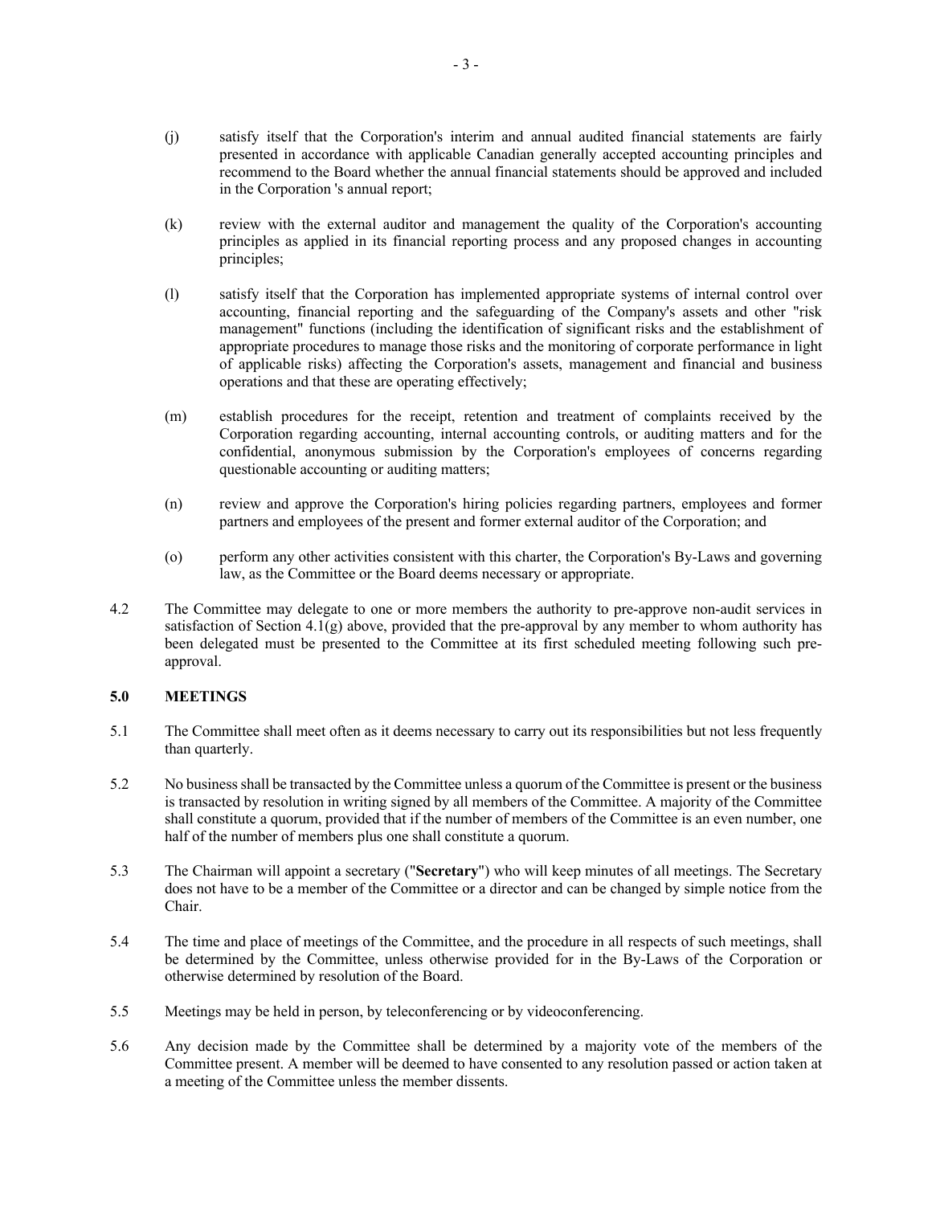(j) satisfy itself that the Corporation's interim and annual audited financial statements are fairly presented in accordance with applicable Canadian generally accepted accounting principles and recommend to the Board whether the annual financial statements should be approved and included in the Corporation 's annual report;

(k) review with the external auditor and management the quality of the Corporation's accounting principles as applied in its financial reporting process and any proposed changes in accounting principles;

(l) satisfy itself that the Corporation has implemented appropriate systems of internal control over accounting, financial reporting and the safeguarding of the Company's assets and other "risk management" functions (including the identification of significant risks and the establishment of appropriate procedures to manage those risks and the monitoring of corporate performance in light of applicable risks) affecting the Corporation's assets, management and financial and business operations and that these are operating effectively;

(m) establish procedures for the receipt, retention and treatment of complaints received by the Corporation regarding accounting, internal accounting controls, or auditing matters and for the confidential, anonymous submission by the Corporation's employees of concerns regarding questionable accounting or auditing matters;

(n) review and approve the Corporation's hiring policies regarding partners, employees and former partners and employees of the present and former external auditor of the Corporation; and

(o) perform any other activities consistent with this charter, the Corporation's By-Laws and governing law, as the Committee or the Board deems necessary or appropriate.

4.2 The Committee may delegate to one or more members the authority to pre-approve non-audit services in satisfaction of Section 4.1(g) above, provided that the pre-approval by any member to whom authority has been delegated must be presented to the Committee at its first scheduled meeting following such pre-approval.

## 5.0 MEETINGS

5.1 The Committee shall meet often as it deems necessary to carry out its responsibilities but not less frequently than quarterly.

5.2 No business shall be transacted by the Committee unless a quorum of the Committee is present or the business is transacted by resolution in writing signed by all members of the Committee. A majority of the Committee shall constitute a quorum, provided that if the number of members of the Committee is an even number, one half of the number of members plus one shall constitute a quorum.

5.3 The Chairman will appoint a secretary ("**Secretary**") who will keep minutes of all meetings. The Secretary does not have to be a member of the Committee or a director and can be changed by simple notice from the Chair.

5.4 The time and place of meetings of the Committee, and the procedure in all respects of such meetings, shall be determined by the Committee, unless otherwise provided for in the By-Laws of the Corporation or otherwise determined by resolution of the Board.

5.5 Meetings may be held in person, by teleconferencing or by videoconferencing.

5.6 Any decision made by the Committee shall be determined by a majority vote of the members of the Committee present. A member will be deemed to have consented to any resolution passed or action taken at a meeting of the Committee unless the member dissents.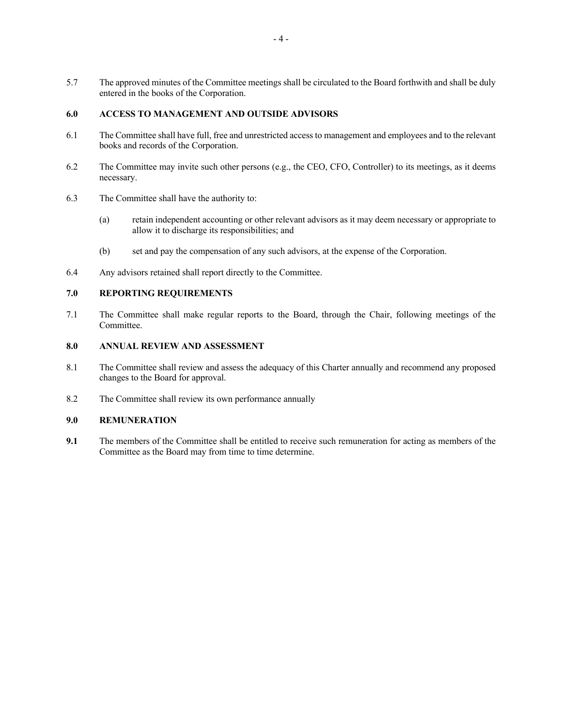5.7 The approved minutes of the Committee meetings shall be circulated to the Board forthwith and shall be duly entered in the books of the Corporation.

## 6.0 ACCESS TO MANAGEMENT AND OUTSIDE ADVISORS

6.1 The Committee shall have full, free and unrestricted access to management and employees and to the relevant books and records of the Corporation.

6.2 The Committee may invite such other persons (e.g., the CEO, CFO, Controller) to its meetings, as it deems necessary.

6.3 The Committee shall have the authority to:

(a) retain independent accounting or other relevant advisors as it may deem necessary or appropriate to allow it to discharge its responsibilities; and

(b) set and pay the compensation of any such advisors, at the expense of the Corporation.

6.4 Any advisors retained shall report directly to the Committee.

## 7.0 REPORTING REQUIREMENTS

7.1 The Committee shall make regular reports to the Board, through the Chair, following meetings of the Committee.

## 8.0 ANNUAL REVIEW AND ASSESSMENT

8.1 The Committee shall review and assess the adequacy of this Charter annually and recommend any proposed changes to the Board for approval.

8.2 The Committee shall review its own performance annually

## 9.0 REMUNERATION

**9.1** The members of the Committee shall be entitled to receive such remuneration for acting as members of the Committee as the Board may from time to time determine.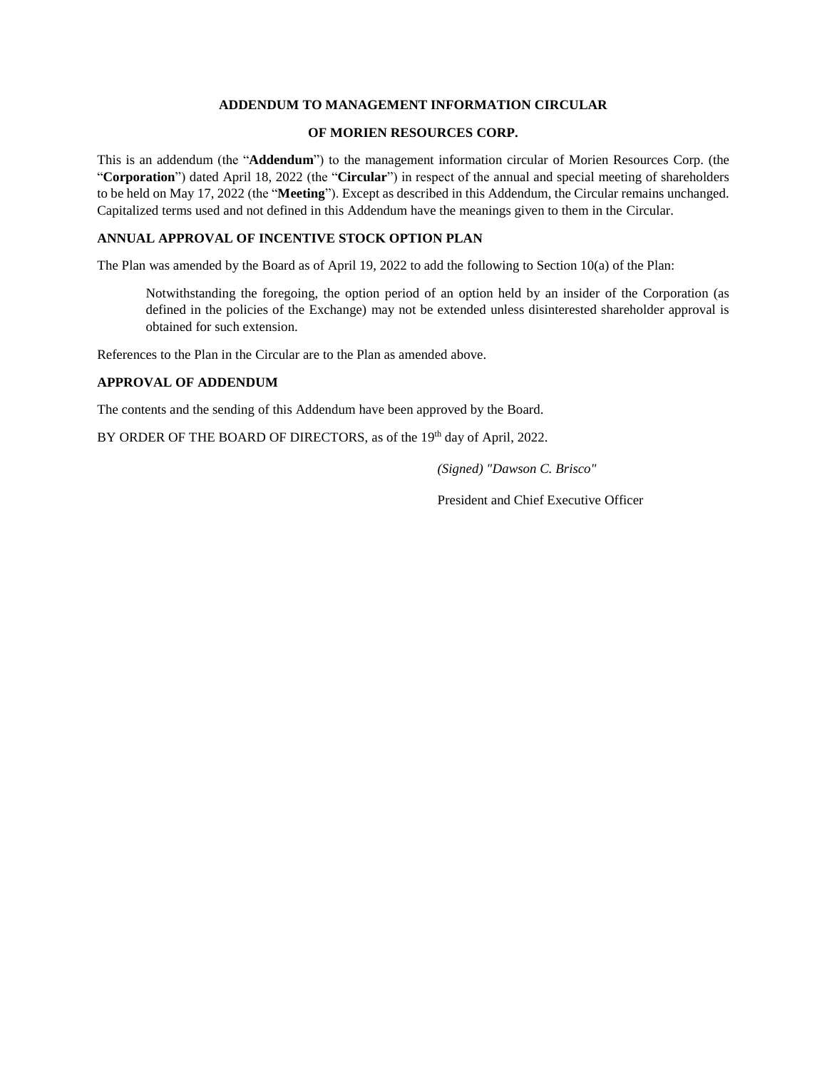**ADDENDUM TO MANAGEMENT INFORMATION CIRCULAR**

**OF MORIEN RESOURCES CORP.**

This is an addendum (the "**Addendum**") to the management information circular of Morien Resources Corp. (the "**Corporation**") dated April 18, 2022 (the "**Circular**") in respect of the annual and special meeting of shareholders to be held on May 17, 2022 (the "**Meeting**"). Except as described in this Addendum, the Circular remains unchanged. Capitalized terms used and not defined in this Addendum have the meanings given to them in the Circular.

**ANNUAL APPROVAL OF INCENTIVE STOCK OPTION PLAN**

The Plan was amended by the Board as of April 19, 2022 to add the following to Section 10(a) of the Plan:

> Notwithstanding the foregoing, the option period of an option held by an insider of the Corporation (as defined in the policies of the Exchange) may not be extended unless disinterested shareholder approval is obtained for such extension.

References to the Plan in the Circular are to the Plan as amended above.

**APPROVAL OF ADDENDUM**

The contents and the sending of this Addendum have been approved by the Board.

BY ORDER OF THE BOARD OF DIRECTORS, as of the 19th day of April, 2022.

*(Signed) "Dawson C. Brisco"*

President and Chief Executive Officer